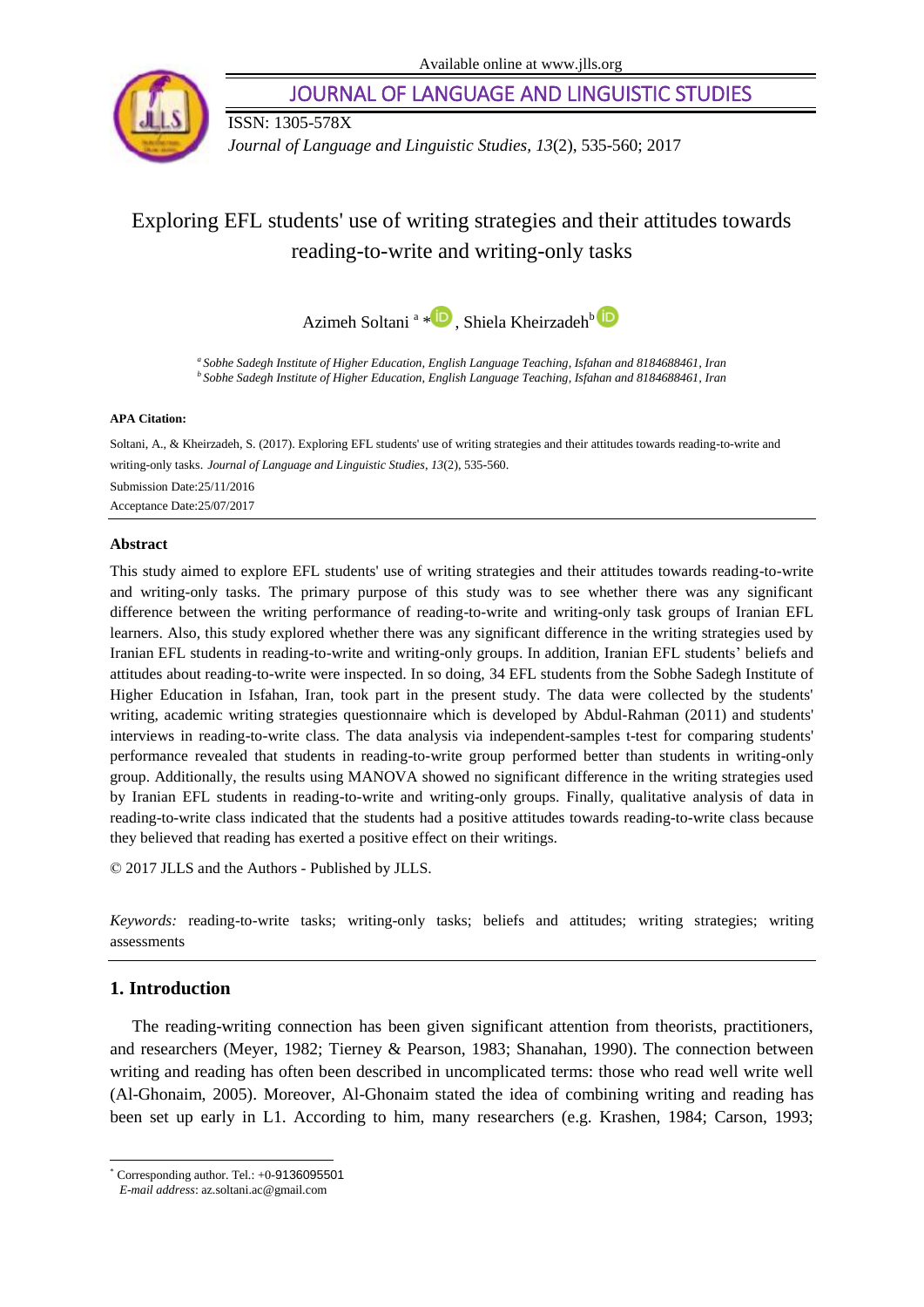Available online at www.jlls.org

JOURNAL OF LANGUAGE AND LINGUISTIC STUDIES

ISSN: 1305-578X

*Journal of Language and Linguistic Studies, 13*(2), 535-560; 2017

# Exploring EFL students' use of writing strategies and their attitudes towards reading-to-write and writing-only tasks

Azimeh Soltani [a] *, Shiela Kheirzadeh [b]

[a] *Sobhe Sadegh Institute of Higher Education, English Language Teaching, Isfahan and 8184688461, Iran*
[b] *Sobhe Sadegh Institute of Higher Education, English Language Teaching, Isfahan and 8184688461, Iran*

**APA Citation:**

Soltani, A., & Kheirzadeh, S. (2017). Exploring EFL students' use of writing strategies and their attitudes towards reading-to-write and writing-only tasks. *Journal of Language and Linguistic Studies, 13*(2), 535-560.

Submission Date:25/11/2016

Acceptance Date:25/07/2017

## Abstract

This study aimed to explore EFL students' use of writing strategies and their attitudes towards reading-to-write and writing-only tasks. The primary purpose of this study was to see whether there was any significant difference between the writing performance of reading-to-write and writing-only task groups of Iranian EFL learners. Also, this study explored whether there was any significant difference in the writing strategies used by Iranian EFL students in reading-to-write and writing-only groups. In addition, Iranian EFL students' beliefs and attitudes about reading-to-write were inspected. In so doing, 34 EFL students from the Sobhe Sadegh Institute of Higher Education in Isfahan, Iran, took part in the present study. The data were collected by the students' writing, academic writing strategies questionnaire which is developed by Abdul-Rahman (2011) and students' interviews in reading-to-write class. The data analysis via independent-samples t-test for comparing students' performance revealed that students in reading-to-write group performed better than students in writing-only group. Additionally, the results using MANOVA showed no significant difference in the writing strategies used by Iranian EFL students in reading-to-write and writing-only groups. Finally, qualitative analysis of data in reading-to-write class indicated that the students had a positive attitudes towards reading-to-write class because they believed that reading has exerted a positive effect on their writings.

© 2017 JLLS and the Authors - Published by JLLS.

*Keywords:* reading-to-write tasks; writing-only tasks; beliefs and attitudes; writing strategies; writing assessments

## 1. Introduction

The reading-writing connection has been given significant attention from theorists, practitioners, and researchers (Meyer, 1982; Tierney & Pearson, 1983; Shanahan, 1990). The connection between writing and reading has often been described in uncomplicated terms: those who read well write well (Al-Ghonaim, 2005). Moreover, Al-Ghonaim stated the idea of combining writing and reading has been set up early in L1. According to him, many researchers (e.g. Krashen, 1984; Carson, 1993;

---

* Corresponding author. Tel.: +0-9136095501

*E-mail address*: az.soltani.ac@gmail.com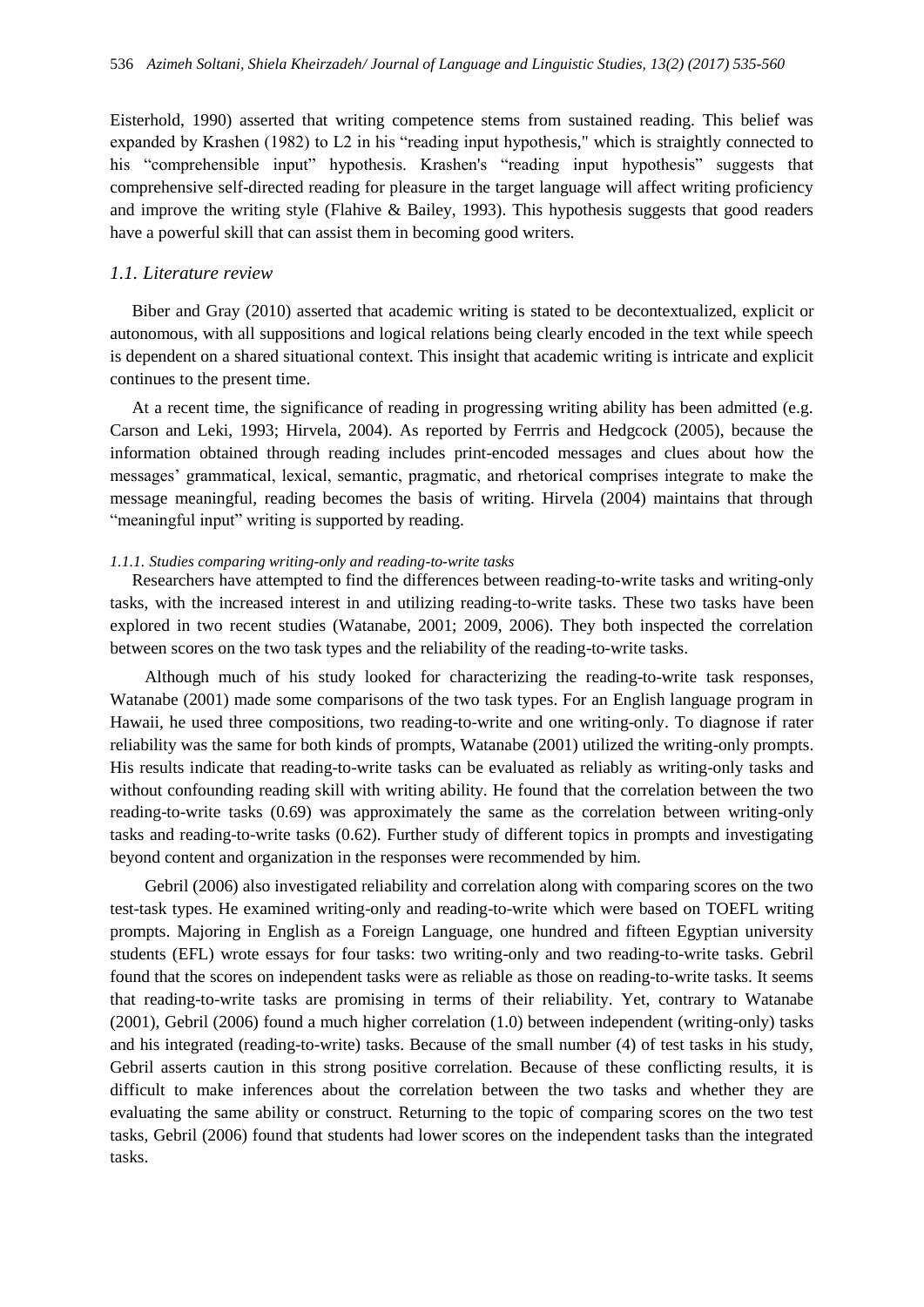Eisterhold, 1990) asserted that writing competence stems from sustained reading. This belief was expanded by Krashen (1982) to L2 in his "reading input hypothesis," which is straightly connected to his "comprehensible input" hypothesis. Krashen's "reading input hypothesis" suggests that comprehensive self-directed reading for pleasure in the target language will affect writing proficiency and improve the writing style (Flahive & Bailey, 1993). This hypothesis suggests that good readers have a powerful skill that can assist them in becoming good writers.

### *1.1. Literature review*

Biber and Gray (2010) asserted that academic writing is stated to be decontextualized, explicit or autonomous, with all suppositions and logical relations being clearly encoded in the text while speech is dependent on a shared situational context. This insight that academic writing is intricate and explicit continues to the present time.

At a recent time, the significance of reading in progressing writing ability has been admitted (e.g. Carson and Leki, 1993; Hirvela, 2004). As reported by Ferrris and Hedgcock (2005), because the information obtained through reading includes print-encoded messages and clues about how the messages' grammatical, lexical, semantic, pragmatic, and rhetorical comprises integrate to make the message meaningful, reading becomes the basis of writing. Hirvela (2004) maintains that through "meaningful input" writing is supported by reading.

#### *1.1.1. Studies comparing writing-only and reading-to-write tasks*

Researchers have attempted to find the differences between reading-to-write tasks and writing-only tasks, with the increased interest in and utilizing reading-to-write tasks. These two tasks have been explored in two recent studies (Watanabe, 2001; 2009, 2006). They both inspected the correlation between scores on the two task types and the reliability of the reading-to-write tasks.

Although much of his study looked for characterizing the reading-to-write task responses, Watanabe (2001) made some comparisons of the two task types. For an English language program in Hawaii, he used three compositions, two reading-to-write and one writing-only. To diagnose if rater reliability was the same for both kinds of prompts, Watanabe (2001) utilized the writing-only prompts. His results indicate that reading-to-write tasks can be evaluated as reliably as writing-only tasks and without confounding reading skill with writing ability. He found that the correlation between the two reading-to-write tasks (0.69) was approximately the same as the correlation between writing-only tasks and reading-to-write tasks (0.62). Further study of different topics in prompts and investigating beyond content and organization in the responses were recommended by him.

Gebril (2006) also investigated reliability and correlation along with comparing scores on the two test-task types. He examined writing-only and reading-to-write which were based on TOEFL writing prompts. Majoring in English as a Foreign Language, one hundred and fifteen Egyptian university students (EFL) wrote essays for four tasks: two writing-only and two reading-to-write tasks. Gebril found that the scores on independent tasks were as reliable as those on reading-to-write tasks. It seems that reading-to-write tasks are promising in terms of their reliability. Yet, contrary to Watanabe (2001), Gebril (2006) found a much higher correlation (1.0) between independent (writing-only) tasks and his integrated (reading-to-write) tasks. Because of the small number (4) of test tasks in his study, Gebril asserts caution in this strong positive correlation. Because of these conflicting results, it is difficult to make inferences about the correlation between the two tasks and whether they are evaluating the same ability or construct. Returning to the topic of comparing scores on the two test tasks, Gebril (2006) found that students had lower scores on the independent tasks than the integrated tasks.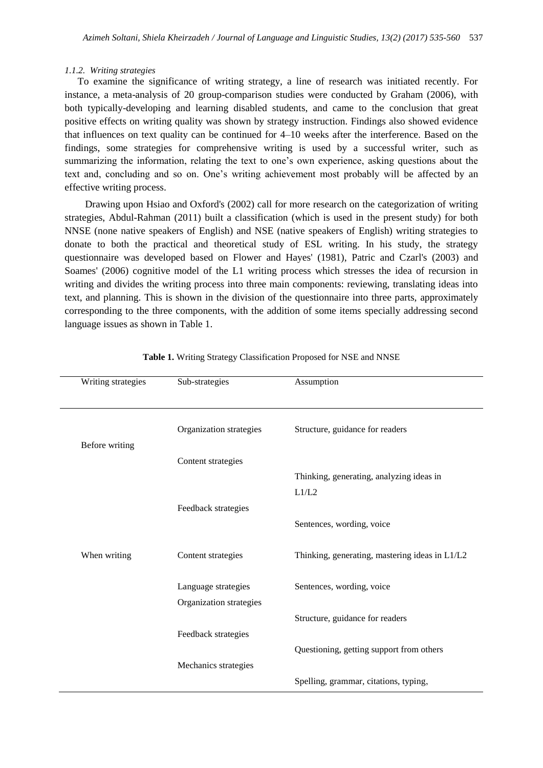### 1.1.2. *Writing strategies*

To examine the significance of writing strategy, a line of research was initiated recently. For instance, a meta-analysis of 20 group-comparison studies were conducted by Graham (2006), with both typically-developing and learning disabled students, and came to the conclusion that great positive effects on writing quality was shown by strategy instruction. Findings also showed evidence that influences on text quality can be continued for 4–10 weeks after the interference. Based on the findings, some strategies for comprehensive writing is used by a successful writer, such as summarizing the information, relating the text to one's own experience, asking questions about the text and, concluding and so on. One's writing achievement most probably will be affected by an effective writing process.

Drawing upon Hsiao and Oxford's (2002) call for more research on the categorization of writing strategies, Abdul-Rahman (2011) built a classification (which is used in the present study) for both NNSE (none native speakers of English) and NSE (native speakers of English) writing strategies to donate to both the practical and theoretical study of ESL writing. In his study, the strategy questionnaire was developed based on Flower and Hayes' (1981), Patric and Czarl's (2003) and Soames' (2006) cognitive model of the L1 writing process which stresses the idea of recursion in writing and divides the writing process into three main components: reviewing, translating ideas into text, and planning. This is shown in the division of the questionnaire into three parts, approximately corresponding to the three components, with the addition of some items specially addressing second language issues as shown in Table 1.

**Table 1.** Writing Strategy Classification Proposed for NSE and NNSE

| Writing strategies | Sub-strategies | Assumption |
|---|---|---|
| Before writing | Organization strategies | Structure, guidance for readers |
| | Content strategies | Thinking, generating, analyzing ideas in L1/L2 |
| | Feedback strategies | Sentences, wording, voice |
| When writing | Content strategies | Thinking, generating, mastering ideas in L1/L2 |
| | Language strategies | Sentences, wording, voice |
| | Organization strategies | Structure, guidance for readers |
| | Feedback strategies | Questioning, getting support from others |
| | Mechanics strategies | Spelling, grammar, citations, typing, |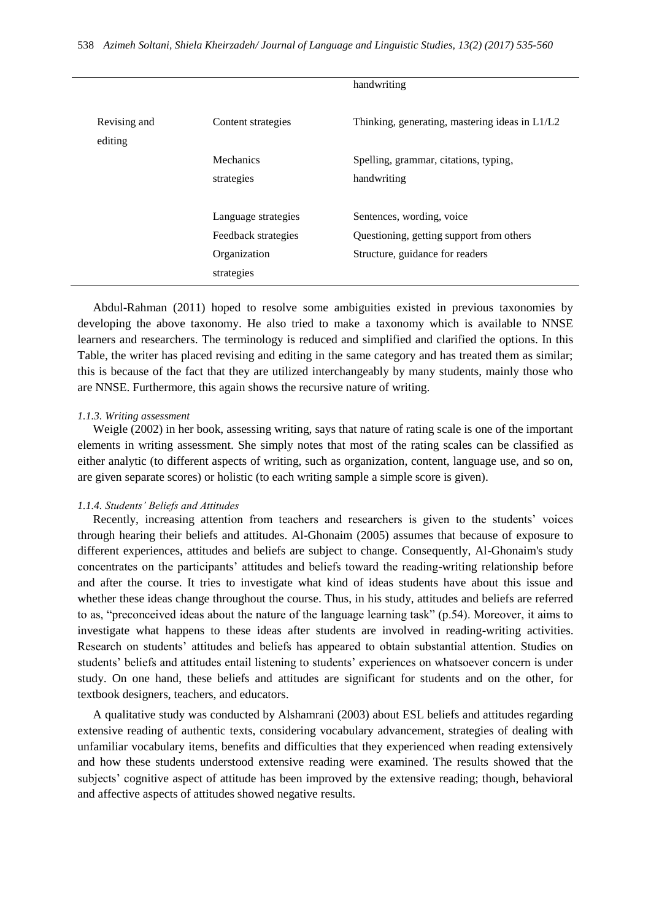| | | handwriting |
|---|---|---|
| Revising and editing | Content strategies | Thinking, generating, mastering ideas in L1/L2 |
| | Mechanics strategies | Spelling, grammar, citations, typing, handwriting |
| | Language strategies | Sentences, wording, voice |
| | Feedback strategies | Questioning, getting support from others |
| | Organization strategies | Structure, guidance for readers |

Abdul-Rahman (2011) hoped to resolve some ambiguities existed in previous taxonomies by developing the above taxonomy. He also tried to make a taxonomy which is available to NNSE learners and researchers. The terminology is reduced and simplified and clarified the options. In this Table, the writer has placed revising and editing in the same category and has treated them as similar; this is because of the fact that they are utilized interchangeably by many students, mainly those who are NNSE. Furthermore, this again shows the recursive nature of writing.

#### *1.1.3. Writing assessment*

Weigle (2002) in her book, assessing writing, says that nature of rating scale is one of the important elements in writing assessment. She simply notes that most of the rating scales can be classified as either analytic (to different aspects of writing, such as organization, content, language use, and so on, are given separate scores) or holistic (to each writing sample a simple score is given).

#### *1.1.4. Students' Beliefs and Attitudes*

Recently, increasing attention from teachers and researchers is given to the students' voices through hearing their beliefs and attitudes. Al-Ghonaim (2005) assumes that because of exposure to different experiences, attitudes and beliefs are subject to change. Consequently, Al-Ghonaim's study concentrates on the participants' attitudes and beliefs toward the reading-writing relationship before and after the course. It tries to investigate what kind of ideas students have about this issue and whether these ideas change throughout the course. Thus, in his study, attitudes and beliefs are referred to as, "preconceived ideas about the nature of the language learning task" (p.54). Moreover, it aims to investigate what happens to these ideas after students are involved in reading-writing activities. Research on students' attitudes and beliefs has appeared to obtain substantial attention. Studies on students' beliefs and attitudes entail listening to students' experiences on whatsoever concern is under study. On one hand, these beliefs and attitudes are significant for students and on the other, for textbook designers, teachers, and educators.

A qualitative study was conducted by Alshamrani (2003) about ESL beliefs and attitudes regarding extensive reading of authentic texts, considering vocabulary advancement, strategies of dealing with unfamiliar vocabulary items, benefits and difficulties that they experienced when reading extensively and how these students understood extensive reading were examined. The results showed that the subjects' cognitive aspect of attitude has been improved by the extensive reading; though, behavioral and affective aspects of attitudes showed negative results.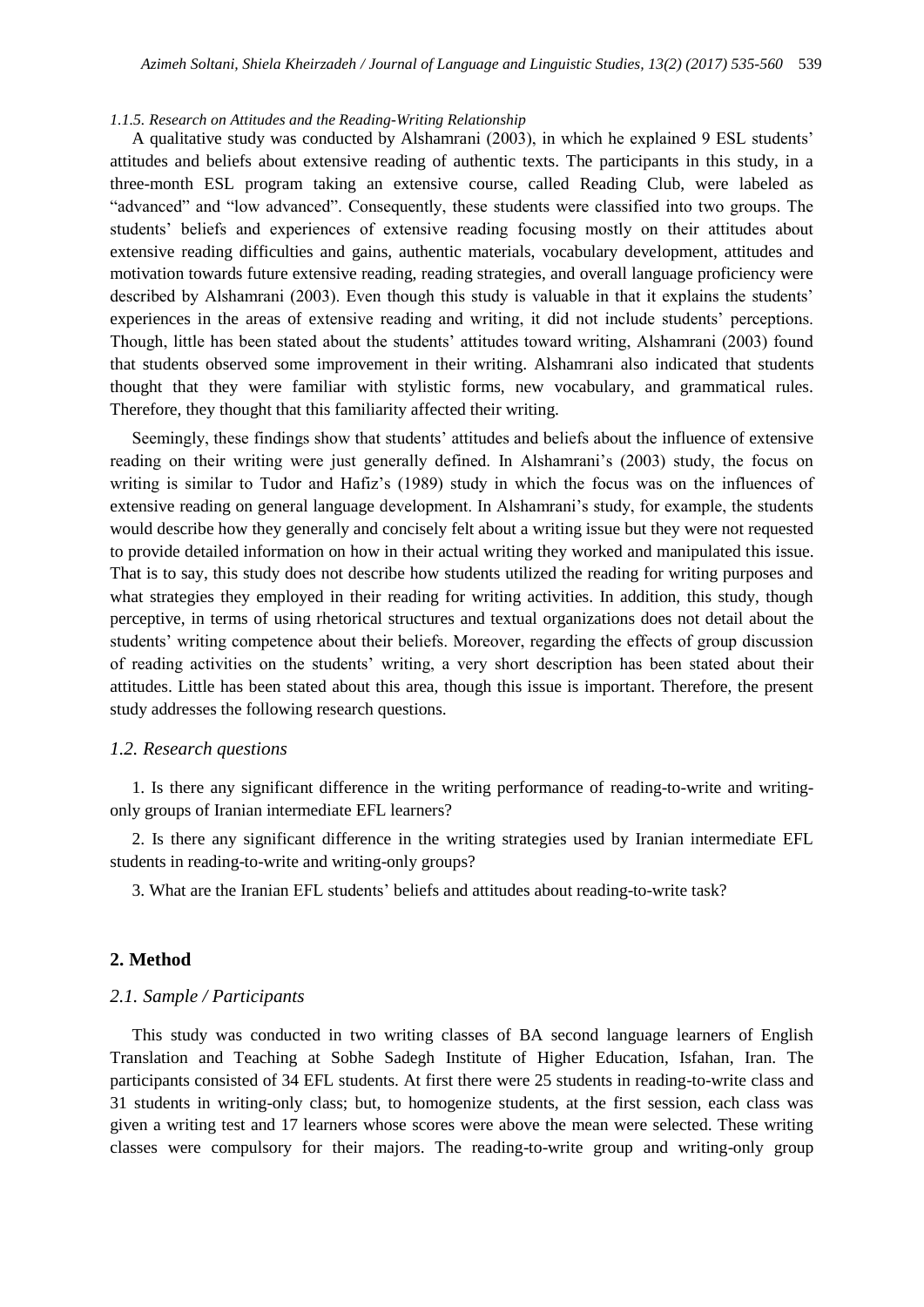#### *1.1.5. Research on Attitudes and the Reading-Writing Relationship*

A qualitative study was conducted by Alshamrani (2003), in which he explained 9 ESL students' attitudes and beliefs about extensive reading of authentic texts. The participants in this study, in a three-month ESL program taking an extensive course, called Reading Club, were labeled as "advanced" and "low advanced". Consequently, these students were classified into two groups. The students' beliefs and experiences of extensive reading focusing mostly on their attitudes about extensive reading difficulties and gains, authentic materials, vocabulary development, attitudes and motivation towards future extensive reading, reading strategies, and overall language proficiency were described by Alshamrani (2003). Even though this study is valuable in that it explains the students' experiences in the areas of extensive reading and writing, it did not include students' perceptions. Though, little has been stated about the students' attitudes toward writing, Alshamrani (2003) found that students observed some improvement in their writing. Alshamrani also indicated that students thought that they were familiar with stylistic forms, new vocabulary, and grammatical rules. Therefore, they thought that this familiarity affected their writing.

Seemingly, these findings show that students' attitudes and beliefs about the influence of extensive reading on their writing were just generally defined. In Alshamrani's (2003) study, the focus on writing is similar to Tudor and Hafiz's (1989) study in which the focus was on the influences of extensive reading on general language development. In Alshamrani's study, for example, the students would describe how they generally and concisely felt about a writing issue but they were not requested to provide detailed information on how in their actual writing they worked and manipulated this issue. That is to say, this study does not describe how students utilized the reading for writing purposes and what strategies they employed in their reading for writing activities. In addition, this study, though perceptive, in terms of using rhetorical structures and textual organizations does not detail about the students' writing competence about their beliefs. Moreover, regarding the effects of group discussion of reading activities on the students' writing, a very short description has been stated about their attitudes. Little has been stated about this area, though this issue is important. Therefore, the present study addresses the following research questions.

### *1.2. Research questions*

1. Is there any significant difference in the writing performance of reading-to-write and writing-only groups of Iranian intermediate EFL learners?

2. Is there any significant difference in the writing strategies used by Iranian intermediate EFL students in reading-to-write and writing-only groups?

3. What are the Iranian EFL students' beliefs and attitudes about reading-to-write task?

## 2. Method

### *2.1. Sample / Participants*

This study was conducted in two writing classes of BA second language learners of English Translation and Teaching at Sobhe Sadegh Institute of Higher Education, Isfahan, Iran. The participants consisted of 34 EFL students. At first there were 25 students in reading-to-write class and 31 students in writing-only class; but, to homogenize students, at the first session, each class was given a writing test and 17 learners whose scores were above the mean were selected. These writing classes were compulsory for their majors. The reading-to-write group and writing-only group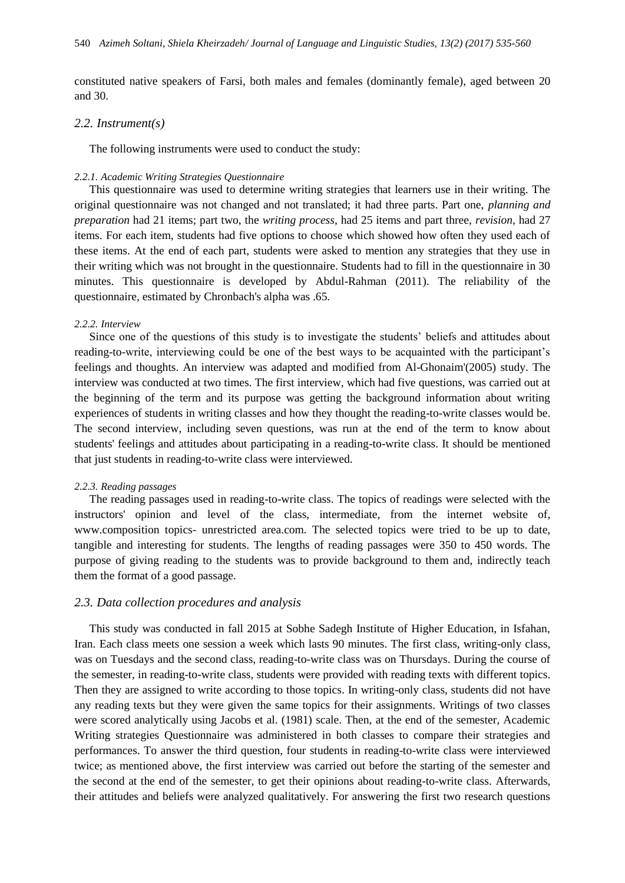constituted native speakers of Farsi, both males and females (dominantly female), aged between 20 and 30.

### *2.2. Instrument(s)*

The following instruments were used to conduct the study:

#### *2.2.1. Academic Writing Strategies Questionnaire*

This questionnaire was used to determine writing strategies that learners use in their writing. The original questionnaire was not changed and not translated; it had three parts. Part one, *planning and preparation* had 21 items; part two, the *writing process*, had 25 items and part three, *revision*, had 27 items. For each item, students had five options to choose which showed how often they used each of these items. At the end of each part, students were asked to mention any strategies that they use in their writing which was not brought in the questionnaire. Students had to fill in the questionnaire in 30 minutes. This questionnaire is developed by Abdul-Rahman (2011). The reliability of the questionnaire, estimated by Chronbach's alpha was .65.

#### *2.2.2. Interview*

Since one of the questions of this study is to investigate the students' beliefs and attitudes about reading-to-write, interviewing could be one of the best ways to be acquainted with the participant's feelings and thoughts. An interview was adapted and modified from Al-Ghonaim'(2005) study. The interview was conducted at two times. The first interview, which had five questions, was carried out at the beginning of the term and its purpose was getting the background information about writing experiences of students in writing classes and how they thought the reading-to-write classes would be. The second interview, including seven questions, was run at the end of the term to know about students' feelings and attitudes about participating in a reading-to-write class. It should be mentioned that just students in reading-to-write class were interviewed.

#### *2.2.3. Reading passages*

The reading passages used in reading-to-write class. The topics of readings were selected with the instructors' opinion and level of the class, intermediate, from the internet website of, www.composition topics- unrestricted area.com. The selected topics were tried to be up to date, tangible and interesting for students. The lengths of reading passages were 350 to 450 words. The purpose of giving reading to the students was to provide background to them and, indirectly teach them the format of a good passage.

### *2.3. Data collection procedures and analysis*

This study was conducted in fall 2015 at Sobhe Sadegh Institute of Higher Education, in Isfahan, Iran. Each class meets one session a week which lasts 90 minutes. The first class, writing-only class, was on Tuesdays and the second class, reading-to-write class was on Thursdays. During the course of the semester, in reading-to-write class, students were provided with reading texts with different topics. Then they are assigned to write according to those topics. In writing-only class, students did not have any reading texts but they were given the same topics for their assignments. Writings of two classes were scored analytically using Jacobs et al. (1981) scale. Then, at the end of the semester, Academic Writing strategies Questionnaire was administered in both classes to compare their strategies and performances. To answer the third question, four students in reading-to-write class were interviewed twice; as mentioned above, the first interview was carried out before the starting of the semester and the second at the end of the semester, to get their opinions about reading-to-write class. Afterwards, their attitudes and beliefs were analyzed qualitatively. For answering the first two research questions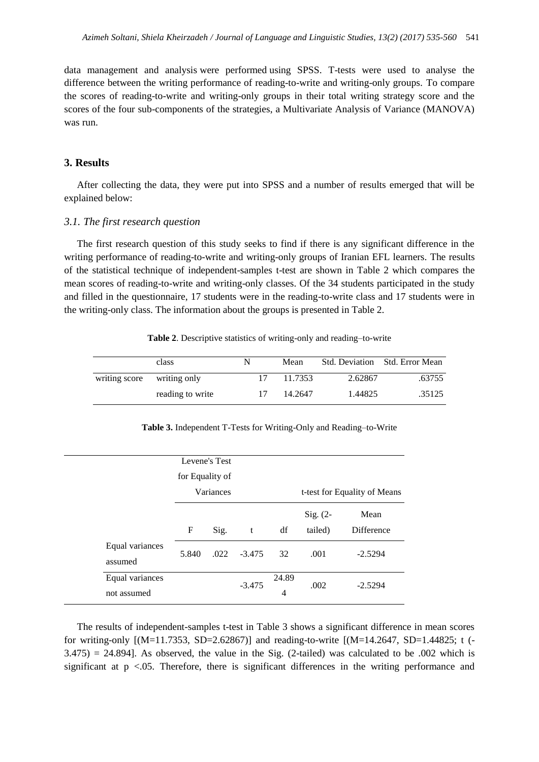data management and analysis were performed using SPSS. T-tests were used to analyse the difference between the writing performance of reading-to-write and writing-only groups. To compare the scores of reading-to-write and writing-only groups in their total writing strategy score and the scores of the four sub-components of the strategies, a Multivariate Analysis of Variance (MANOVA) was run.

## 3. Results

After collecting the data, they were put into SPSS and a number of results emerged that will be explained below:

### *3.1. The first research question*

The first research question of this study seeks to find if there is any significant difference in the writing performance of reading-to-write and writing-only groups of Iranian EFL learners. The results of the statistical technique of independent-samples t-test are shown in Table 2 which compares the mean scores of reading-to-write and writing-only classes. Of the 34 students participated in the study and filled in the questionnaire, 17 students were in the reading-to-write class and 17 students were in the writing-only class. The information about the groups is presented in Table 2.

**Table 2**. Descriptive statistics of writing-only and reading–to-write

| | class | N | Mean | Std. Deviation | Std. Error Mean |
|---|---|---|---|---|---|
| writing score | writing only | 17 | 11.7353 | 2.62867 | .63755 |
| | reading to write | 17 | 14.2647 | 1.44825 | .35125 |

**Table 3.** Independent T-Tests for Writing-Only and Reading–to-Write

| | Levene's Test for Equality of Variances | | t-test for Equality of Means | | | |
|---|---|---|---|---|---|---|
| | F | Sig. | t | df | Sig. (2-tailed) | Mean Difference |
| Equal variances assumed | 5.840 | .022 | -3.475 | 32 | .001 | -2.5294 |
| Equal variances not assumed | | | -3.475 | 24.894 | .002 | -2.5294 |

The results of independent-samples t-test in Table 3 shows a significant difference in mean scores for writing-only [(M=11.7353, SD=2.62867)] and reading-to-write [(M=14.2647, SD=1.44825; t (-3.475) = 24.894]. As observed, the value in the Sig. (2-tailed) was calculated to be .002 which is significant at $p < .05$. Therefore, there is significant differences in the writing performance and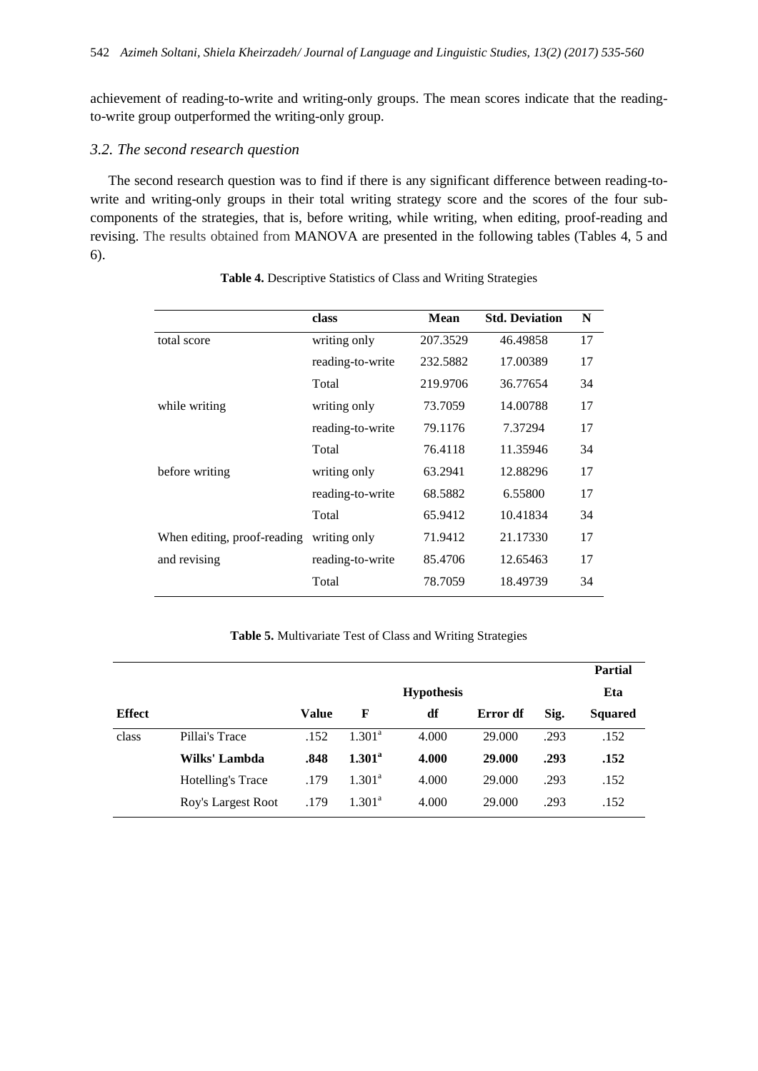achievement of reading-to-write and writing-only groups. The mean scores indicate that the reading-to-write group outperformed the writing-only group.

### *3.2. The second research question*

The second research question was to find if there is any significant difference between reading-to-write and writing-only groups in their total writing strategy score and the scores of the four sub-components of the strategies, that is, before writing, while writing, when editing, proof-reading and revising. The results obtained from MANOVA are presented in the following tables (Tables 4, 5 and 6).

**Table 4.** Descriptive Statistics of Class and Writing Strategies

| | class | Mean | Std. Deviation | N |
|---|---|---|---|---|
| total score | writing only | 207.3529 | 46.49858 | 17 |
| | reading-to-write | 232.5882 | 17.00389 | 17 |
| | Total | 219.9706 | 36.77654 | 34 |
| while writing | writing only | 73.7059 | 14.00788 | 17 |
| | reading-to-write | 79.1176 | 7.37294 | 17 |
| | Total | 76.4118 | 11.35946 | 34 |
| before writing | writing only | 63.2941 | 12.88296 | 17 |
| | reading-to-write | 68.5882 | 6.55800 | 17 |
| | Total | 65.9412 | 10.41834 | 34 |
| When editing, proof-reading and revising | writing only | 71.9412 | 21.17330 | 17 |
| | reading-to-write | 85.4706 | 12.65463 | 17 |
| | Total | 78.7059 | 18.49739 | 34 |

**Table 5.** Multivariate Test of Class and Writing Strategies

| Effect | | Value | F | Hypothesis df | Error df | Sig. | Partial Eta Squared |
|---|---|---|---|---|---|---|---|
| class | Pillai's Trace | .152 | 1.301[a] | 4.000 | 29.000 | .293 | .152 |
| | **Wilks' Lambda** | **.848** | **1.301[a]** | **4.000** | **29.000** | **.293** | **.152** |
| | Hotelling's Trace | .179 | 1.301[a] | 4.000 | 29.000 | .293 | .152 |
| | Roy's Largest Root | .179 | 1.301[a] | 4.000 | 29.000 | .293 | .152 |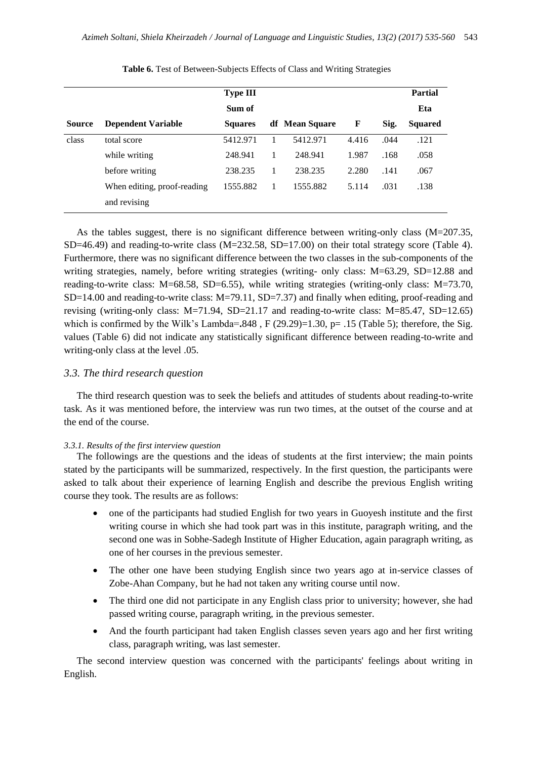**Table 6.** Test of Between-Subjects Effects of Class and Writing Strategies

| Source | Dependent Variable | Type III Sum of Squares | df | Mean Square | F | Sig. | Partial Eta Squared |
|---|---|---|---|---|---|---|---|
| class | total score | 5412.971 | 1 | 5412.971 | 4.416 | .044 | .121 |
| | while writing | 248.941 | 1 | 248.941 | 1.987 | .168 | .058 |
| | before writing | 238.235 | 1 | 238.235 | 2.280 | .141 | .067 |
| | When editing, proof-reading and revising | 1555.882 | 1 | 1555.882 | 5.114 | .031 | .138 |

As the tables suggest, there is no significant difference between writing-only class (M=207.35, SD=46.49) and reading-to-write class (M=232.58, SD=17.00) on their total strategy score (Table 4). Furthermore, there was no significant difference between the two classes in the sub-components of the writing strategies, namely, before writing strategies (writing- only class: M=63.29, SD=12.88 and reading-to-write class: M=68.58, SD=6.55), while writing strategies (writing-only class: M=73.70, SD=14.00 and reading-to-write class: M=79.11, SD=7.37) and finally when editing, proof-reading and revising (writing-only class: M=71.94, SD=21.17 and reading-to-write class: M=85.47, SD=12.65) which is confirmed by the Wilk's Lambda=**.**848 , F (29.29)=1.30, p= .15 (Table 5); therefore, the Sig. values (Table 6) did not indicate any statistically significant difference between reading-to-write and writing-only class at the level .05.

### *3.3. The third research question*

The third research question was to seek the beliefs and attitudes of students about reading-to-write task. As it was mentioned before, the interview was run two times, at the outset of the course and at the end of the course.

#### *3.3.1. Results of the first interview question*

The followings are the questions and the ideas of students at the first interview; the main points stated by the participants will be summarized, respectively. In the first question, the participants were asked to talk about their experience of learning English and describe the previous English writing course they took. The results are as follows:

- one of the participants had studied English for two years in Guoyesh institute and the first writing course in which she had took part was in this institute, paragraph writing, and the second one was in Sobhe-Sadegh Institute of Higher Education, again paragraph writing, as one of her courses in the previous semester.
- The other one have been studying English since two years ago at in-service classes of Zobe-Ahan Company, but he had not taken any writing course until now.
- The third one did not participate in any English class prior to university; however, she had passed writing course, paragraph writing, in the previous semester.
- And the fourth participant had taken English classes seven years ago and her first writing class, paragraph writing, was last semester.

The second interview question was concerned with the participants' feelings about writing in English.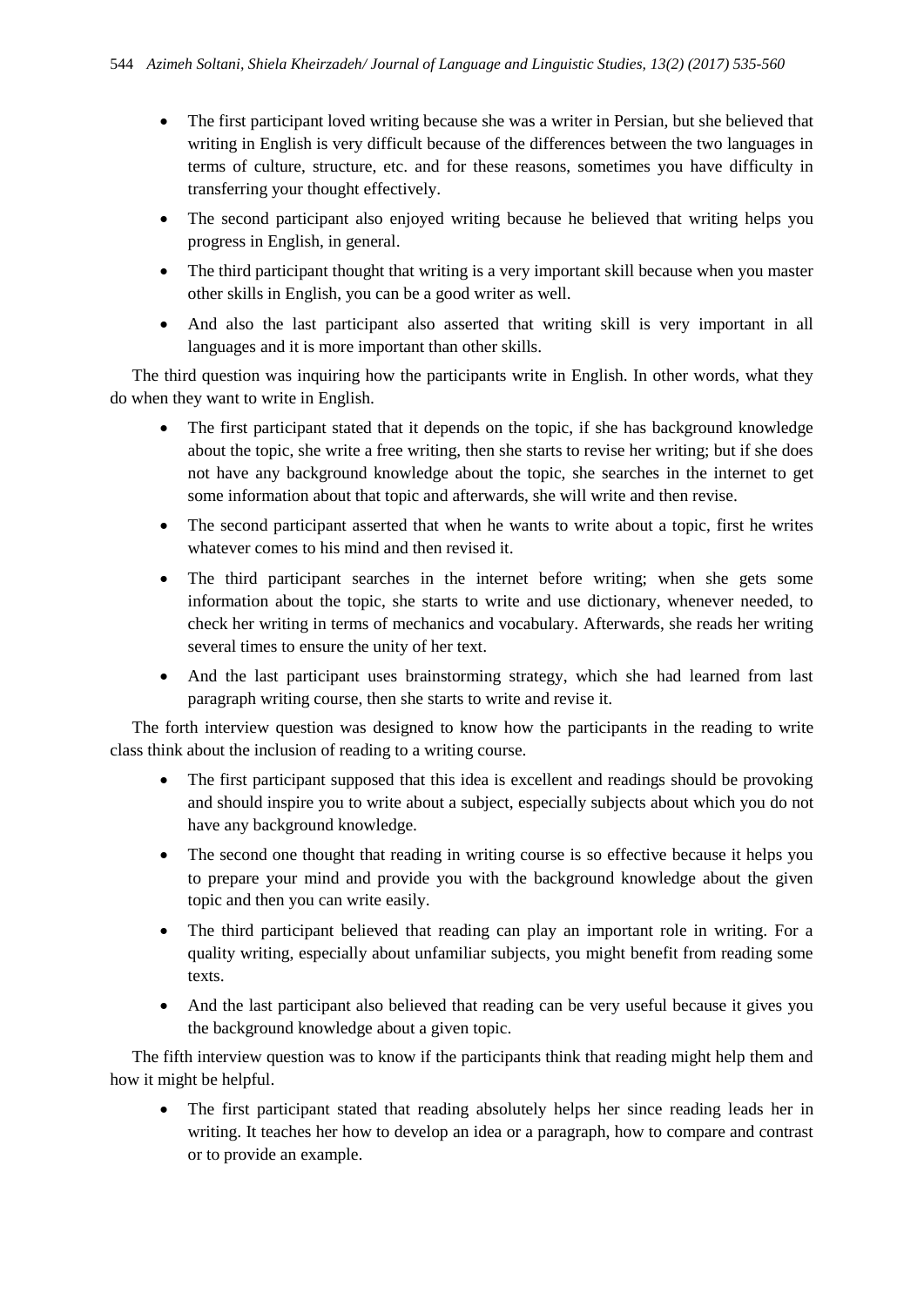- The first participant loved writing because she was a writer in Persian, but she believed that writing in English is very difficult because of the differences between the two languages in terms of culture, structure, etc. and for these reasons, sometimes you have difficulty in transferring your thought effectively.
- The second participant also enjoyed writing because he believed that writing helps you progress in English, in general.
- The third participant thought that writing is a very important skill because when you master other skills in English, you can be a good writer as well.
- And also the last participant also asserted that writing skill is very important in all languages and it is more important than other skills.

The third question was inquiring how the participants write in English. In other words, what they do when they want to write in English.

- The first participant stated that it depends on the topic, if she has background knowledge about the topic, she write a free writing, then she starts to revise her writing; but if she does not have any background knowledge about the topic, she searches in the internet to get some information about that topic and afterwards, she will write and then revise.
- The second participant asserted that when he wants to write about a topic, first he writes whatever comes to his mind and then revised it.
- The third participant searches in the internet before writing; when she gets some information about the topic, she starts to write and use dictionary, whenever needed, to check her writing in terms of mechanics and vocabulary. Afterwards, she reads her writing several times to ensure the unity of her text.
- And the last participant uses brainstorming strategy, which she had learned from last paragraph writing course, then she starts to write and revise it.

The forth interview question was designed to know how the participants in the reading to write class think about the inclusion of reading to a writing course.

- The first participant supposed that this idea is excellent and readings should be provoking and should inspire you to write about a subject, especially subjects about which you do not have any background knowledge.
- The second one thought that reading in writing course is so effective because it helps you to prepare your mind and provide you with the background knowledge about the given topic and then you can write easily.
- The third participant believed that reading can play an important role in writing. For a quality writing, especially about unfamiliar subjects, you might benefit from reading some texts.
- And the last participant also believed that reading can be very useful because it gives you the background knowledge about a given topic.

The fifth interview question was to know if the participants think that reading might help them and how it might be helpful.

- The first participant stated that reading absolutely helps her since reading leads her in writing. It teaches her how to develop an idea or a paragraph, how to compare and contrast or to provide an example.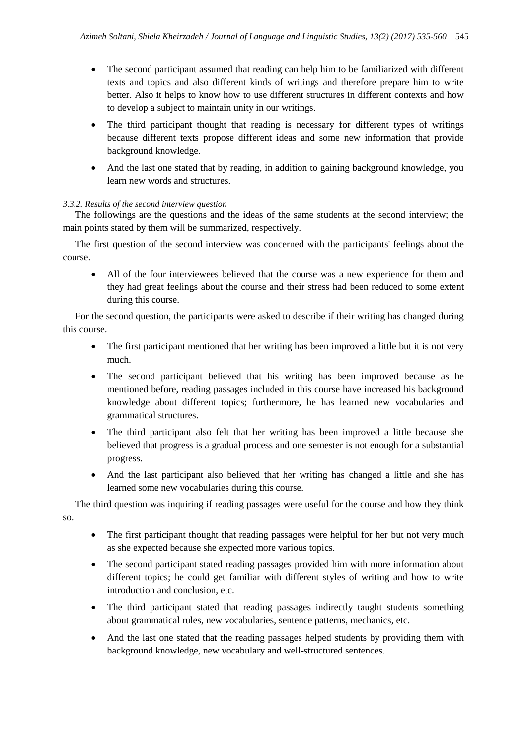- The second participant assumed that reading can help him to be familiarized with different texts and topics and also different kinds of writings and therefore prepare him to write better. Also it helps to know how to use different structures in different contexts and how to develop a subject to maintain unity in our writings.
- The third participant thought that reading is necessary for different types of writings because different texts propose different ideas and some new information that provide background knowledge.
- And the last one stated that by reading, in addition to gaining background knowledge, you learn new words and structures.

*3.3.2. Results of the second interview question*

The followings are the questions and the ideas of the same students at the second interview; the main points stated by them will be summarized, respectively.

The first question of the second interview was concerned with the participants' feelings about the course.

- All of the four interviewees believed that the course was a new experience for them and they had great feelings about the course and their stress had been reduced to some extent during this course.

For the second question, the participants were asked to describe if their writing has changed during this course.

- The first participant mentioned that her writing has been improved a little but it is not very much.
- The second participant believed that his writing has been improved because as he mentioned before, reading passages included in this course have increased his background knowledge about different topics; furthermore, he has learned new vocabularies and grammatical structures.
- The third participant also felt that her writing has been improved a little because she believed that progress is a gradual process and one semester is not enough for a substantial progress.
- And the last participant also believed that her writing has changed a little and she has learned some new vocabularies during this course.

The third question was inquiring if reading passages were useful for the course and how they think so.

- The first participant thought that reading passages were helpful for her but not very much as she expected because she expected more various topics.
- The second participant stated reading passages provided him with more information about different topics; he could get familiar with different styles of writing and how to write introduction and conclusion, etc.
- The third participant stated that reading passages indirectly taught students something about grammatical rules, new vocabularies, sentence patterns, mechanics, etc.
- And the last one stated that the reading passages helped students by providing them with background knowledge, new vocabulary and well-structured sentences.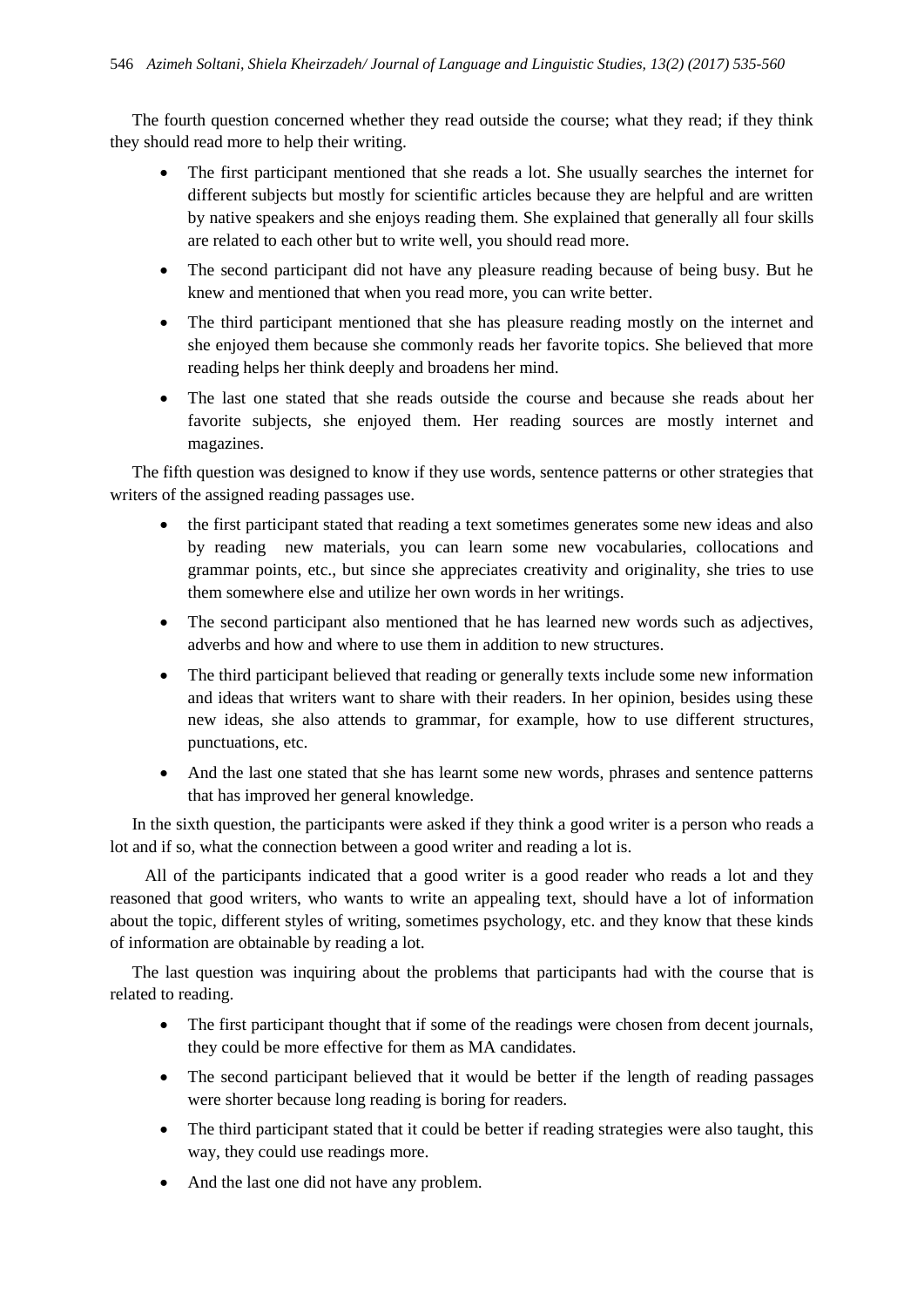The fourth question concerned whether they read outside the course; what they read; if they think they should read more to help their writing.

- The first participant mentioned that she reads a lot. She usually searches the internet for different subjects but mostly for scientific articles because they are helpful and are written by native speakers and she enjoys reading them. She explained that generally all four skills are related to each other but to write well, you should read more.
- The second participant did not have any pleasure reading because of being busy. But he knew and mentioned that when you read more, you can write better.
- The third participant mentioned that she has pleasure reading mostly on the internet and she enjoyed them because she commonly reads her favorite topics. She believed that more reading helps her think deeply and broadens her mind.
- The last one stated that she reads outside the course and because she reads about her favorite subjects, she enjoyed them. Her reading sources are mostly internet and magazines.

The fifth question was designed to know if they use words, sentence patterns or other strategies that writers of the assigned reading passages use.

- the first participant stated that reading a text sometimes generates some new ideas and also by reading new materials, you can learn some new vocabularies, collocations and grammar points, etc., but since she appreciates creativity and originality, she tries to use them somewhere else and utilize her own words in her writings.
- The second participant also mentioned that he has learned new words such as adjectives, adverbs and how and where to use them in addition to new structures.
- The third participant believed that reading or generally texts include some new information and ideas that writers want to share with their readers. In her opinion, besides using these new ideas, she also attends to grammar, for example, how to use different structures, punctuations, etc.
- And the last one stated that she has learnt some new words, phrases and sentence patterns that has improved her general knowledge.

In the sixth question, the participants were asked if they think a good writer is a person who reads a lot and if so, what the connection between a good writer and reading a lot is.

All of the participants indicated that a good writer is a good reader who reads a lot and they reasoned that good writers, who wants to write an appealing text, should have a lot of information about the topic, different styles of writing, sometimes psychology, etc. and they know that these kinds of information are obtainable by reading a lot.

The last question was inquiring about the problems that participants had with the course that is related to reading.

- The first participant thought that if some of the readings were chosen from decent journals, they could be more effective for them as MA candidates.
- The second participant believed that it would be better if the length of reading passages were shorter because long reading is boring for readers.
- The third participant stated that it could be better if reading strategies were also taught, this way, they could use readings more.
- And the last one did not have any problem.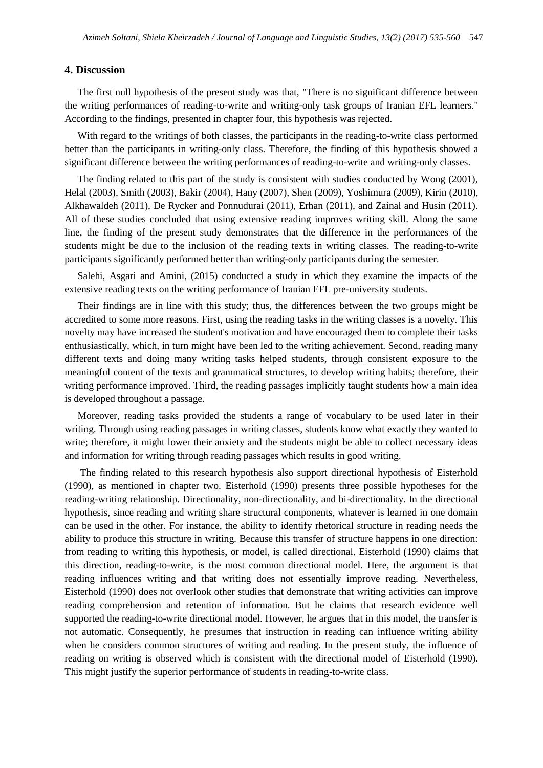## 4. Discussion

The first null hypothesis of the present study was that, "There is no significant difference between the writing performances of reading-to-write and writing-only task groups of Iranian EFL learners." According to the findings, presented in chapter four, this hypothesis was rejected.

With regard to the writings of both classes, the participants in the reading-to-write class performed better than the participants in writing-only class. Therefore, the finding of this hypothesis showed a significant difference between the writing performances of reading-to-write and writing-only classes.

The finding related to this part of the study is consistent with studies conducted by Wong (2001), Helal (2003), Smith (2003), Bakir (2004), Hany (2007), Shen (2009), Yoshimura (2009), Kirin (2010), Alkhawaldeh (2011), De Rycker and Ponnudurai (2011), Erhan (2011), and Zainal and Husin (2011). All of these studies concluded that using extensive reading improves writing skill. Along the same line, the finding of the present study demonstrates that the difference in the performances of the students might be due to the inclusion of the reading texts in writing classes. The reading-to-write participants significantly performed better than writing-only participants during the semester.

Salehi, Asgari and Amini, (2015) conducted a study in which they examine the impacts of the extensive reading texts on the writing performance of Iranian EFL pre-university students.

Their findings are in line with this study; thus, the differences between the two groups might be accredited to some more reasons. First, using the reading tasks in the writing classes is a novelty. This novelty may have increased the student's motivation and have encouraged them to complete their tasks enthusiastically, which, in turn might have been led to the writing achievement. Second, reading many different texts and doing many writing tasks helped students, through consistent exposure to the meaningful content of the texts and grammatical structures, to develop writing habits; therefore, their writing performance improved. Third, the reading passages implicitly taught students how a main idea is developed throughout a passage.

Moreover, reading tasks provided the students a range of vocabulary to be used later in their writing. Through using reading passages in writing classes, students know what exactly they wanted to write; therefore, it might lower their anxiety and the students might be able to collect necessary ideas and information for writing through reading passages which results in good writing.

The finding related to this research hypothesis also support directional hypothesis of Eisterhold (1990), as mentioned in chapter two. Eisterhold (1990) presents three possible hypotheses for the reading-writing relationship. Directionality, non-directionality, and bi-directionality. In the directional hypothesis, since reading and writing share structural components, whatever is learned in one domain can be used in the other. For instance, the ability to identify rhetorical structure in reading needs the ability to produce this structure in writing. Because this transfer of structure happens in one direction: from reading to writing this hypothesis, or model, is called directional. Eisterhold (1990) claims that this direction, reading-to-write, is the most common directional model. Here, the argument is that reading influences writing and that writing does not essentially improve reading. Nevertheless, Eisterhold (1990) does not overlook other studies that demonstrate that writing activities can improve reading comprehension and retention of information. But he claims that research evidence well supported the reading-to-write directional model. However, he argues that in this model, the transfer is not automatic. Consequently, he presumes that instruction in reading can influence writing ability when he considers common structures of writing and reading. In the present study, the influence of reading on writing is observed which is consistent with the directional model of Eisterhold (1990). This might justify the superior performance of students in reading-to-write class.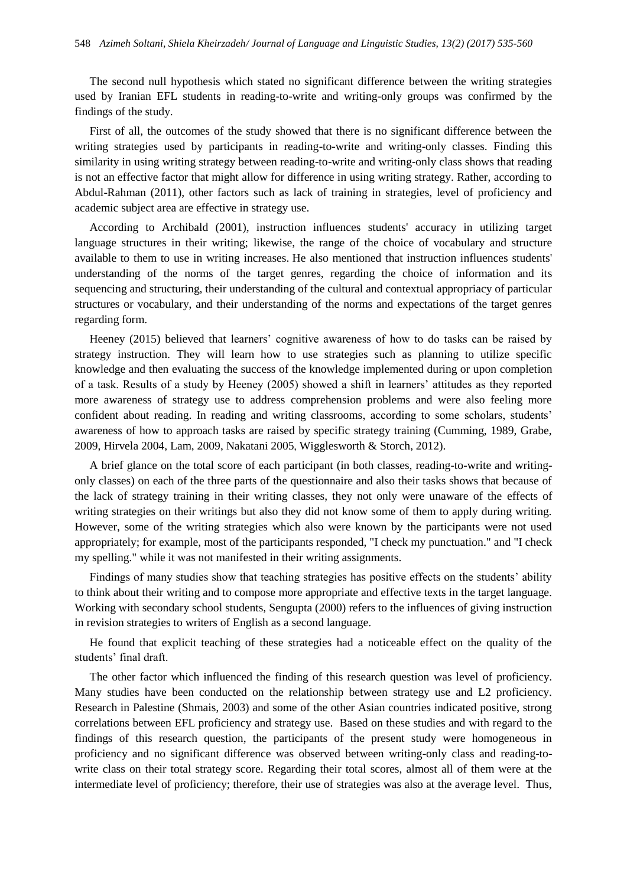The second null hypothesis which stated no significant difference between the writing strategies used by Iranian EFL students in reading-to-write and writing-only groups was confirmed by the findings of the study.

First of all, the outcomes of the study showed that there is no significant difference between the writing strategies used by participants in reading-to-write and writing-only classes. Finding this similarity in using writing strategy between reading-to-write and writing-only class shows that reading is not an effective factor that might allow for difference in using writing strategy. Rather, according to Abdul-Rahman (2011), other factors such as lack of training in strategies, level of proficiency and academic subject area are effective in strategy use.

According to Archibald (2001), instruction influences students' accuracy in utilizing target language structures in their writing; likewise, the range of the choice of vocabulary and structure available to them to use in writing increases. He also mentioned that instruction influences students' understanding of the norms of the target genres, regarding the choice of information and its sequencing and structuring, their understanding of the cultural and contextual appropriacy of particular structures or vocabulary, and their understanding of the norms and expectations of the target genres regarding form.

Heeney (2015) believed that learners' cognitive awareness of how to do tasks can be raised by strategy instruction. They will learn how to use strategies such as planning to utilize specific knowledge and then evaluating the success of the knowledge implemented during or upon completion of a task. Results of a study by Heeney (2005) showed a shift in learners' attitudes as they reported more awareness of strategy use to address comprehension problems and were also feeling more confident about reading. In reading and writing classrooms, according to some scholars, students' awareness of how to approach tasks are raised by specific strategy training (Cumming, 1989, Grabe, 2009, Hirvela 2004, Lam, 2009, Nakatani 2005, Wigglesworth & Storch, 2012).

A brief glance on the total score of each participant (in both classes, reading-to-write and writing-only classes) on each of the three parts of the questionnaire and also their tasks shows that because of the lack of strategy training in their writing classes, they not only were unaware of the effects of writing strategies on their writings but also they did not know some of them to apply during writing. However, some of the writing strategies which also were known by the participants were not used appropriately; for example, most of the participants responded, "I check my punctuation." and "I check my spelling." while it was not manifested in their writing assignments.

Findings of many studies show that teaching strategies has positive effects on the students' ability to think about their writing and to compose more appropriate and effective texts in the target language. Working with secondary school students, Sengupta (2000) refers to the influences of giving instruction in revision strategies to writers of English as a second language.

He found that explicit teaching of these strategies had a noticeable effect on the quality of the students' final draft.

The other factor which influenced the finding of this research question was level of proficiency. Many studies have been conducted on the relationship between strategy use and L2 proficiency. Research in Palestine (Shmais, 2003) and some of the other Asian countries indicated positive, strong correlations between EFL proficiency and strategy use. Based on these studies and with regard to the findings of this research question, the participants of the present study were homogeneous in proficiency and no significant difference was observed between writing-only class and reading-to-write class on their total strategy score. Regarding their total scores, almost all of them were at the intermediate level of proficiency; therefore, their use of strategies was also at the average level. Thus,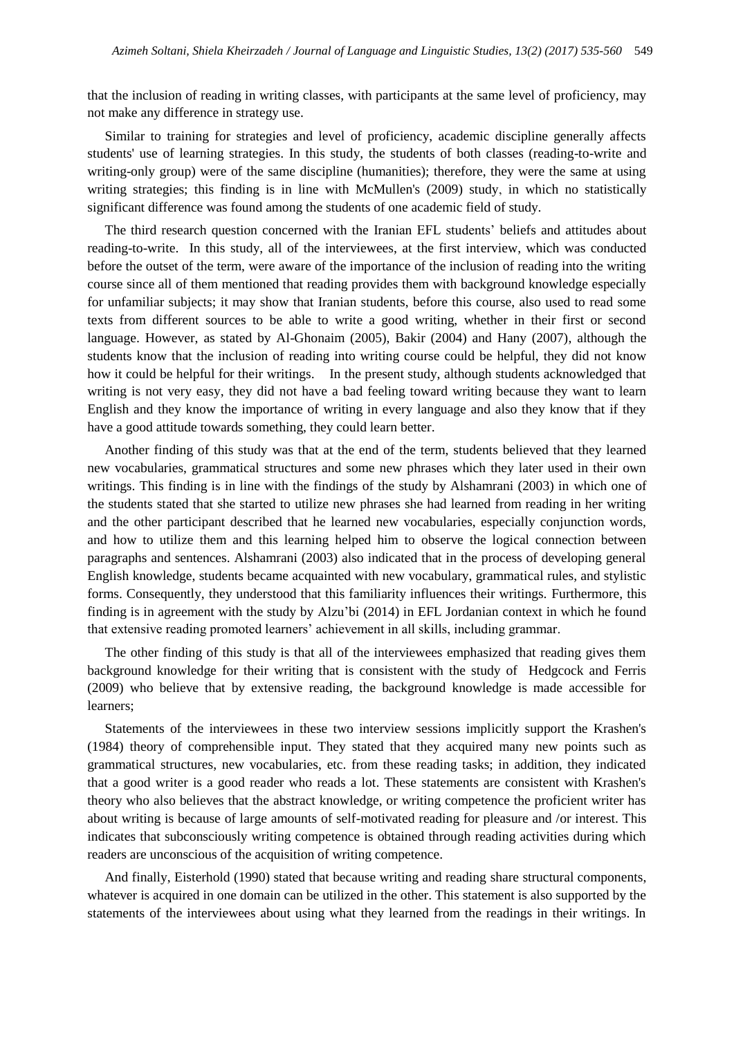that the inclusion of reading in writing classes, with participants at the same level of proficiency, may not make any difference in strategy use.

Similar to training for strategies and level of proficiency, academic discipline generally affects students' use of learning strategies. In this study, the students of both classes (reading-to-write and writing-only group) were of the same discipline (humanities); therefore, they were the same at using writing strategies; this finding is in line with McMullen's (2009) study, in which no statistically significant difference was found among the students of one academic field of study.

The third research question concerned with the Iranian EFL students' beliefs and attitudes about reading-to-write. In this study, all of the interviewees, at the first interview, which was conducted before the outset of the term, were aware of the importance of the inclusion of reading into the writing course since all of them mentioned that reading provides them with background knowledge especially for unfamiliar subjects; it may show that Iranian students, before this course, also used to read some texts from different sources to be able to write a good writing, whether in their first or second language. However, as stated by Al-Ghonaim (2005), Bakir (2004) and Hany (2007), although the students know that the inclusion of reading into writing course could be helpful, they did not know how it could be helpful for their writings. In the present study, although students acknowledged that writing is not very easy, they did not have a bad feeling toward writing because they want to learn English and they know the importance of writing in every language and also they know that if they have a good attitude towards something, they could learn better.

Another finding of this study was that at the end of the term, students believed that they learned new vocabularies, grammatical structures and some new phrases which they later used in their own writings. This finding is in line with the findings of the study by Alshamrani (2003) in which one of the students stated that she started to utilize new phrases she had learned from reading in her writing and the other participant described that he learned new vocabularies, especially conjunction words, and how to utilize them and this learning helped him to observe the logical connection between paragraphs and sentences. Alshamrani (2003) also indicated that in the process of developing general English knowledge, students became acquainted with new vocabulary, grammatical rules, and stylistic forms. Consequently, they understood that this familiarity influences their writings. Furthermore, this finding is in agreement with the study by Alzu'bi (2014) in EFL Jordanian context in which he found that extensive reading promoted learners' achievement in all skills, including grammar.

The other finding of this study is that all of the interviewees emphasized that reading gives them background knowledge for their writing that is consistent with the study of Hedgcock and Ferris (2009) who believe that by extensive reading, the background knowledge is made accessible for learners;

Statements of the interviewees in these two interview sessions implicitly support the Krashen's (1984) theory of comprehensible input. They stated that they acquired many new points such as grammatical structures, new vocabularies, etc. from these reading tasks; in addition, they indicated that a good writer is a good reader who reads a lot. These statements are consistent with Krashen's theory who also believes that the abstract knowledge, or writing competence the proficient writer has about writing is because of large amounts of self-motivated reading for pleasure and /or interest. This indicates that subconsciously writing competence is obtained through reading activities during which readers are unconscious of the acquisition of writing competence.

And finally, Eisterhold (1990) stated that because writing and reading share structural components, whatever is acquired in one domain can be utilized in the other. This statement is also supported by the statements of the interviewees about using what they learned from the readings in their writings. In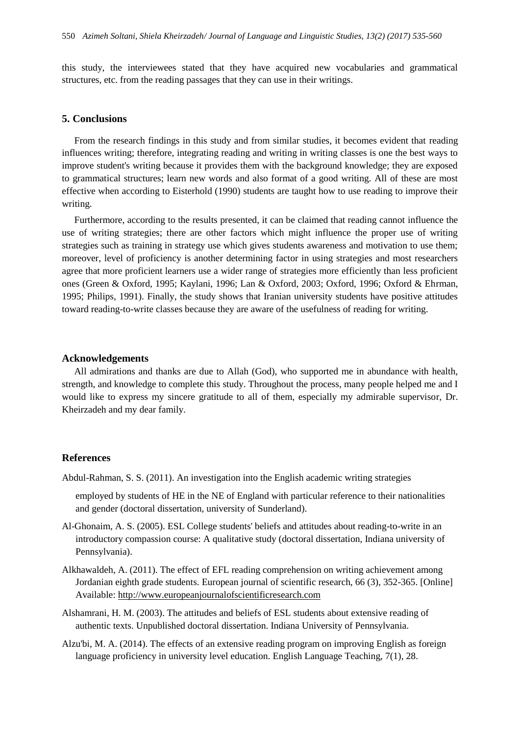this study, the interviewees stated that they have acquired new vocabularies and grammatical structures, etc. from the reading passages that they can use in their writings.

## 5. Conclusions

From the research findings in this study and from similar studies, it becomes evident that reading influences writing; therefore, integrating reading and writing in writing classes is one the best ways to improve student's writing because it provides them with the background knowledge; they are exposed to grammatical structures; learn new words and also format of a good writing. All of these are most effective when according to Eisterhold (1990) students are taught how to use reading to improve their writing.

Furthermore, according to the results presented, it can be claimed that reading cannot influence the use of writing strategies; there are other factors which might influence the proper use of writing strategies such as training in strategy use which gives students awareness and motivation to use them; moreover, level of proficiency is another determining factor in using strategies and most researchers agree that more proficient learners use a wider range of strategies more efficiently than less proficient ones (Green & Oxford, 1995; Kaylani, 1996; Lan & Oxford, 2003; Oxford, 1996; Oxford & Ehrman, 1995; Philips, 1991). Finally, the study shows that Iranian university students have positive attitudes toward reading-to-write classes because they are aware of the usefulness of reading for writing.

## Acknowledgements

All admirations and thanks are due to Allah (God), who supported me in abundance with health, strength, and knowledge to complete this study. Throughout the process, many people helped me and I would like to express my sincere gratitude to all of them, especially my admirable supervisor, Dr. Kheirzadeh and my dear family.

## References

Abdul-Rahman, S. S. (2011). An investigation into the English academic writing strategies employed by students of HE in the NE of England with particular reference to their nationalities and gender (doctoral dissertation, university of Sunderland).

Al-Ghonaim, A. S. (2005). ESL College students' beliefs and attitudes about reading-to-write in an introductory compassion course: A qualitative study (doctoral dissertation, Indiana university of Pennsylvania).

Alkhawaldeh, A. (2011). The effect of EFL reading comprehension on writing achievement among Jordanian eighth grade students. European journal of scientific research, 66 (3), 352-365. [Online] Available: http://www.europeanjournalofscientificresearch.com

Alshamrani, H. M. (2003). The attitudes and beliefs of ESL students about extensive reading of authentic texts. Unpublished doctoral dissertation. Indiana University of Pennsylvania.

Alzu'bi, M. A. (2014). The effects of an extensive reading program on improving English as foreign language proficiency in university level education. English Language Teaching, 7(1), 28.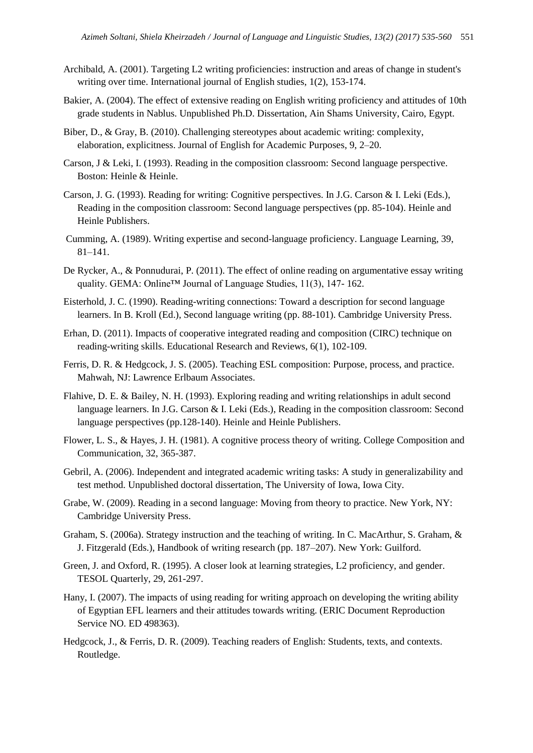Archibald, A. (2001). Targeting L2 writing proficiencies: instruction and areas of change in student's writing over time. International journal of English studies, 1(2), 153-174.

Bakier, A. (2004). The effect of extensive reading on English writing proficiency and attitudes of 10th grade students in Nablus. Unpublished Ph.D. Dissertation, Ain Shams University, Cairo, Egypt.

Biber, D., & Gray, B. (2010). Challenging stereotypes about academic writing: complexity, elaboration, explicitness. Journal of English for Academic Purposes, 9, 2–20.

Carson, J & Leki, I. (1993). Reading in the composition classroom: Second language perspective. Boston: Heinle & Heinle.

Carson, J. G. (1993). Reading for writing: Cognitive perspectives. In J.G. Carson & I. Leki (Eds.), Reading in the composition classroom: Second language perspectives (pp. 85-104). Heinle and Heinle Publishers.

Cumming, A. (1989). Writing expertise and second-language proficiency. Language Learning, 39, 81–141.

De Rycker, A., & Ponnudurai, P. (2011). The effect of online reading on argumentative essay writing quality. GEMA: Online™ Journal of Language Studies, 11(3), 147- 162.

Eisterhold, J. C. (1990). Reading-writing connections: Toward a description for second language learners. In B. Kroll (Ed.), Second language writing (pp. 88-101). Cambridge University Press.

Erhan, D. (2011). Impacts of cooperative integrated reading and composition (CIRC) technique on reading-writing skills. Educational Research and Reviews, 6(1), 102-109.

Ferris, D. R. & Hedgcock, J. S. (2005). Teaching ESL composition: Purpose, process, and practice. Mahwah, NJ: Lawrence Erlbaum Associates.

Flahive, D. E. & Bailey, N. H. (1993). Exploring reading and writing relationships in adult second language learners. In J.G. Carson & I. Leki (Eds.), Reading in the composition classroom: Second language perspectives (pp.128-140). Heinle and Heinle Publishers.

Flower, L. S., & Hayes, J. H. (1981). A cognitive process theory of writing. College Composition and Communication, 32, 365-387.

Gebril, A. (2006). Independent and integrated academic writing tasks: A study in generalizability and test method. Unpublished doctoral dissertation, The University of Iowa, Iowa City.

Grabe, W. (2009). Reading in a second language: Moving from theory to practice. New York, NY: Cambridge University Press.

Graham, S. (2006a). Strategy instruction and the teaching of writing. In C. MacArthur, S. Graham, & J. Fitzgerald (Eds.), Handbook of writing research (pp. 187–207). New York: Guilford.

Green, J. and Oxford, R. (1995). A closer look at learning strategies, L2 proficiency, and gender. TESOL Quarterly, 29, 261-297.

Hany, I. (2007). The impacts of using reading for writing approach on developing the writing ability of Egyptian EFL learners and their attitudes towards writing. (ERIC Document Reproduction Service NO. ED 498363).

Hedgcock, J., & Ferris, D. R. (2009). Teaching readers of English: Students, texts, and contexts. Routledge.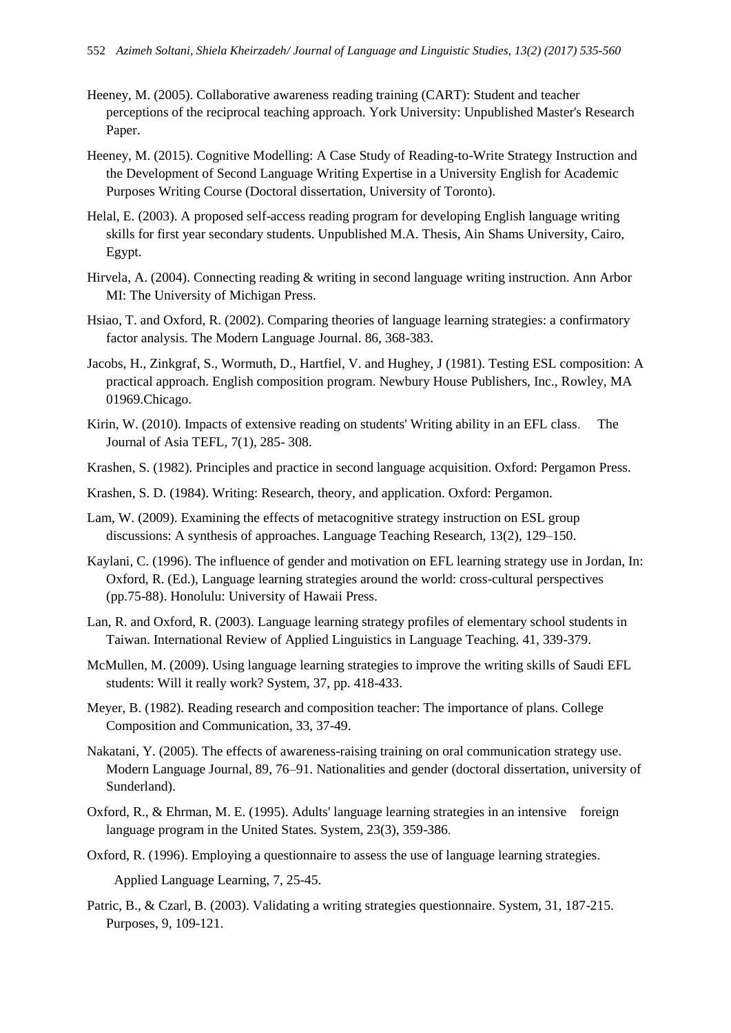Heeney, M. (2005). Collaborative awareness reading training (CART): Student and teacher perceptions of the reciprocal teaching approach. York University: Unpublished Master's Research Paper.

Heeney, M. (2015). Cognitive Modelling: A Case Study of Reading-to-Write Strategy Instruction and the Development of Second Language Writing Expertise in a University English for Academic Purposes Writing Course (Doctoral dissertation, University of Toronto).

Helal, E. (2003). A proposed self-access reading program for developing English language writing skills for first year secondary students. Unpublished M.A. Thesis, Ain Shams University, Cairo, Egypt.

Hirvela, A. (2004). Connecting reading & writing in second language writing instruction. Ann Arbor MI: The University of Michigan Press.

Hsiao, T. and Oxford, R. (2002). Comparing theories of language learning strategies: a confirmatory factor analysis. The Modern Language Journal. 86, 368-383.

Jacobs, H., Zinkgraf, S., Wormuth, D., Hartfiel, V. and Hughey, J (1981). Testing ESL composition: A practical approach. English composition program. Newbury House Publishers, Inc., Rowley, MA 01969.Chicago.

Kirin, W. (2010). Impacts of extensive reading on students' Writing ability in an EFL class. The Journal of Asia TEFL, 7(1), 285- 308.

Krashen, S. (1982). Principles and practice in second language acquisition. Oxford: Pergamon Press.

Krashen, S. D. (1984). Writing: Research, theory, and application. Oxford: Pergamon.

Lam, W. (2009). Examining the effects of metacognitive strategy instruction on ESL group discussions: A synthesis of approaches. Language Teaching Research, 13(2), 129–150.

Kaylani, C. (1996). The influence of gender and motivation on EFL learning strategy use in Jordan, In: Oxford, R. (Ed.), Language learning strategies around the world: cross-cultural perspectives (pp.75-88). Honolulu: University of Hawaii Press.

Lan, R. and Oxford, R. (2003). Language learning strategy profiles of elementary school students in Taiwan. International Review of Applied Linguistics in Language Teaching. 41, 339-379.

McMullen, M. (2009). Using language learning strategies to improve the writing skills of Saudi EFL students: Will it really work? System, 37, pp. 418-433.

Meyer, B. (1982). Reading research and composition teacher: The importance of plans. College Composition and Communication, 33, 37-49.

Nakatani, Y. (2005). The effects of awareness-raising training on oral communication strategy use. Modern Language Journal, 89, 76–91. Nationalities and gender (doctoral dissertation, university of Sunderland).

Oxford, R., & Ehrman, M. E. (1995). Adults' language learning strategies in an intensive foreign language program in the United States. System, 23(3), 359-386.

Oxford, R. (1996). Employing a questionnaire to assess the use of language learning strategies. Applied Language Learning, 7, 25-45.

Patric, B., & Czarl, B. (2003). Validating a writing strategies questionnaire. System, 31, 187-215. Purposes, 9, 109-121.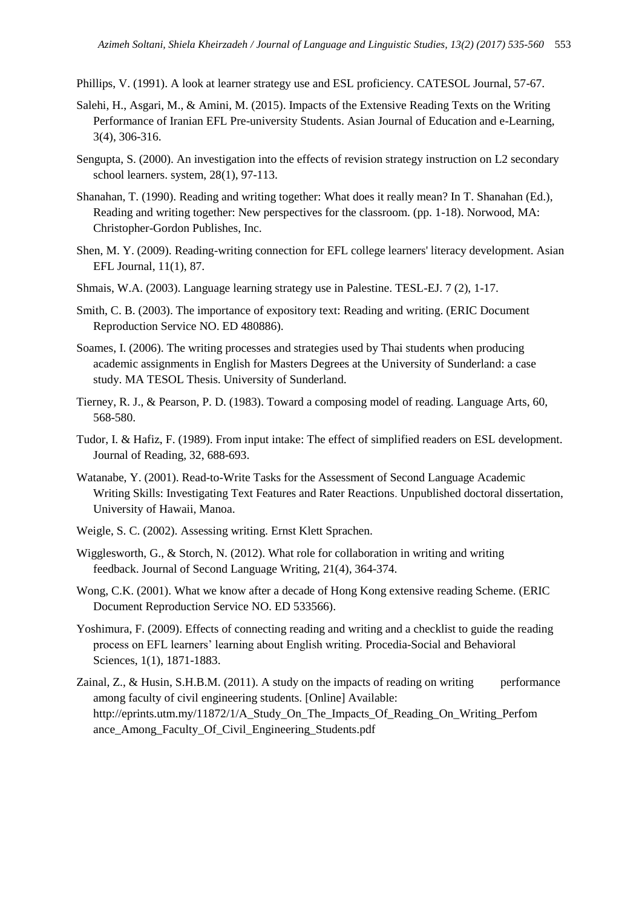Phillips, V. (1991). A look at learner strategy use and ESL proficiency. CATESOL Journal, 57-67.

Salehi, H., Asgari, M., & Amini, M. (2015). Impacts of the Extensive Reading Texts on the Writing Performance of Iranian EFL Pre-university Students. Asian Journal of Education and e-Learning, 3(4), 306-316.

Sengupta, S. (2000). An investigation into the effects of revision strategy instruction on L2 secondary school learners. system, 28(1), 97-113.

Shanahan, T. (1990). Reading and writing together: What does it really mean? In T. Shanahan (Ed.), Reading and writing together: New perspectives for the classroom. (pp. 1-18). Norwood, MA: Christopher-Gordon Publishes, Inc.

Shen, M. Y. (2009). Reading-writing connection for EFL college learners' literacy development. Asian EFL Journal, 11(1), 87.

Shmais, W.A. (2003). Language learning strategy use in Palestine. TESL-EJ. 7 (2), 1-17.

Smith, C. B. (2003). The importance of expository text: Reading and writing. (ERIC Document Reproduction Service NO. ED 480886).

Soames, I. (2006). The writing processes and strategies used by Thai students when producing academic assignments in English for Masters Degrees at the University of Sunderland: a case study. MA TESOL Thesis. University of Sunderland.

Tierney, R. J., & Pearson, P. D. (1983). Toward a composing model of reading. Language Arts, 60, 568-580.

Tudor, I. & Hafiz, F. (1989). From input intake: The effect of simplified readers on ESL development. Journal of Reading, 32, 688-693.

Watanabe, Y. (2001). Read-to-Write Tasks for the Assessment of Second Language Academic Writing Skills: Investigating Text Features and Rater Reactions. Unpublished doctoral dissertation, University of Hawaii, Manoa.

Weigle, S. C. (2002). Assessing writing. Ernst Klett Sprachen.

Wigglesworth, G., & Storch, N. (2012). What role for collaboration in writing and writing feedback. Journal of Second Language Writing, 21(4), 364-374.

Wong, C.K. (2001). What we know after a decade of Hong Kong extensive reading Scheme. (ERIC Document Reproduction Service NO. ED 533566).

Yoshimura, F. (2009). Effects of connecting reading and writing and a checklist to guide the reading process on EFL learners' learning about English writing. Procedia-Social and Behavioral Sciences, 1(1), 1871-1883.

Zainal, Z., & Husin, S.H.B.M. (2011). A study on the impacts of reading on writing performance among faculty of civil engineering students. [Online] Available: http://eprints.utm.my/11872/1/A_Study_On_The_Impacts_Of_Reading_On_Writing_Perfomance_Among_Faculty_Of_Civil_Engineering_Students.pdf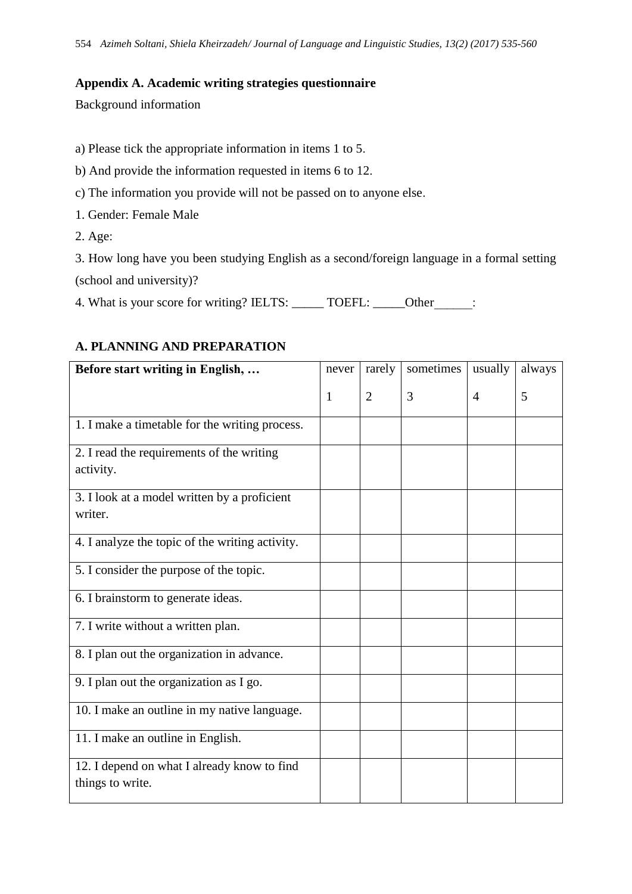**Appendix A. Academic writing strategies questionnaire**

Background information

a) Please tick the appropriate information in items 1 to 5.

b) And provide the information requested in items 6 to 12.

c) The information you provide will not be passed on to anyone else.

1. Gender: Female Male

2. Age:

3. How long have you been studying English as a second/foreign language in a formal setting (school and university)?

4. What is your score for writing? IELTS: _____ TOEFL: _____Other______:

**A. PLANNING AND PREPARATION**

| **Before start writing in English, …** | never<br>1 | rarely<br>2 | sometimes<br>3 | usually<br>4 | always<br>5 |
|---|---|---|---|---|---|
| 1. I make a timetable for the writing process. | | | | | |
| 2. I read the requirements of the writing activity. | | | | | |
| 3. I look at a model written by a proficient writer. | | | | | |
| 4. I analyze the topic of the writing activity. | | | | | |
| 5. I consider the purpose of the topic. | | | | | |
| 6. I brainstorm to generate ideas. | | | | | |
| 7. I write without a written plan. | | | | | |
| 8. I plan out the organization in advance. | | | | | |
| 9. I plan out the organization as I go. | | | | | |
| 10. I make an outline in my native language. | | | | | |
| 11. I make an outline in English. | | | | | |
| 12. I depend on what I already know to find things to write. | | | | | |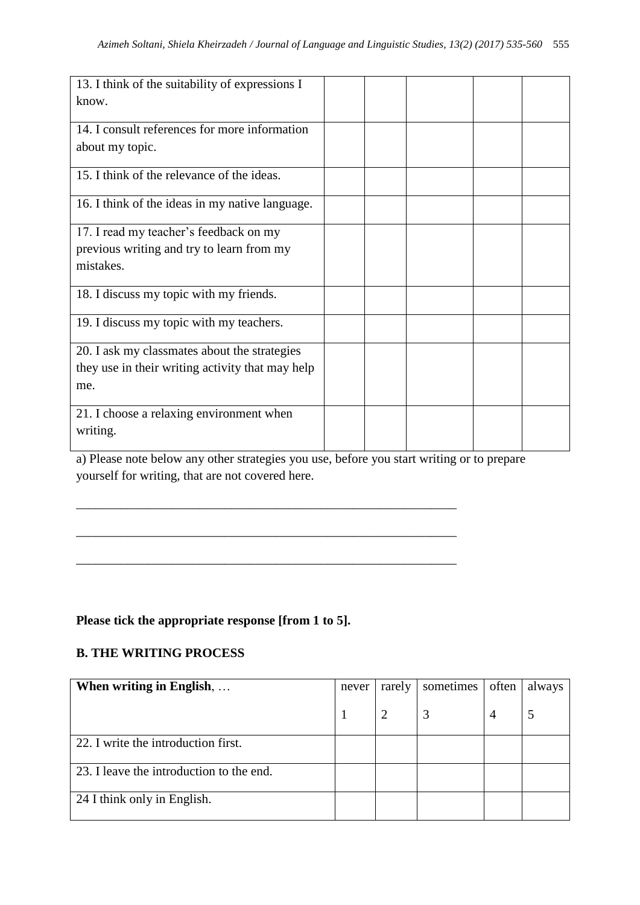| | | | | | |
|---|---|---|---|---|---|
| 13. I think of the suitability of expressions I know. | | | | | |
| 14. I consult references for more information about my topic. | | | | | |
| 15. I think of the relevance of the ideas. | | | | | |
| 16. I think of the ideas in my native language. | | | | | |
| 17. I read my teacher's feedback on my previous writing and try to learn from my mistakes. | | | | | |
| 18. I discuss my topic with my friends. | | | | | |
| 19. I discuss my topic with my teachers. | | | | | |
| 20. I ask my classmates about the strategies they use in their writing activity that may help me. | | | | | |
| 21. I choose a relaxing environment when writing. | | | | | |

a) Please note below any other strategies you use, before you start writing or to prepare yourself for writing, that are not covered here.

____________________________________________________________

____________________________________________________________

____________________________________________________________

**Please tick the appropriate response [from 1 to 5].**

**B. THE WRITING PROCESS**

| **When writing in English**, … | never | rarely | sometimes | often | always |
|---|---|---|---|---|---|
| | 1 | 2 | 3 | 4 | 5 |
| 22. I write the introduction first. | | | | | |
| 23. I leave the introduction to the end. | | | | | |
| 24 I think only in English. | | | | | |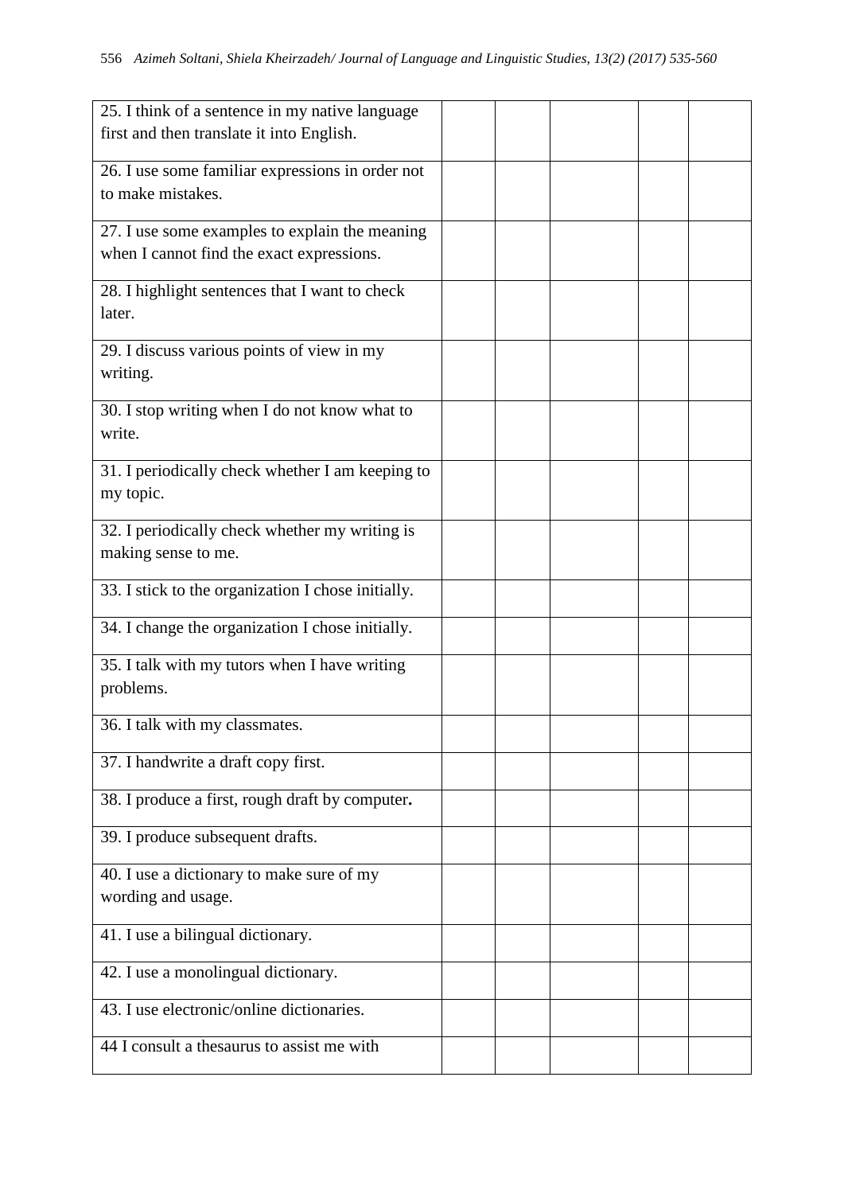| | | | | | |
|---|---|---|---|---|---|
| 25. I think of a sentence in my native language first and then translate it into English. | | | | | |
| 26. I use some familiar expressions in order not to make mistakes. | | | | | |
| 27. I use some examples to explain the meaning when I cannot find the exact expressions. | | | | | |
| 28. I highlight sentences that I want to check later. | | | | | |
| 29. I discuss various points of view in my writing. | | | | | |
| 30. I stop writing when I do not know what to write. | | | | | |
| 31. I periodically check whether I am keeping to my topic. | | | | | |
| 32. I periodically check whether my writing is making sense to me. | | | | | |
| 33. I stick to the organization I chose initially. | | | | | |
| 34. I change the organization I chose initially. | | | | | |
| 35. I talk with my tutors when I have writing problems. | | | | | |
| 36. I talk with my classmates. | | | | | |
| 37. I handwrite a draft copy first. | | | | | |
| 38. I produce a first, rough draft by computer**.** | | | | | |
| 39. I produce subsequent drafts. | | | | | |
| 40. I use a dictionary to make sure of my wording and usage. | | | | | |
| 41. I use a bilingual dictionary. | | | | | |
| 42. I use a monolingual dictionary. | | | | | |
| 43. I use electronic/online dictionaries. | | | | | |
| 44 I consult a thesaurus to assist me with | | | | | |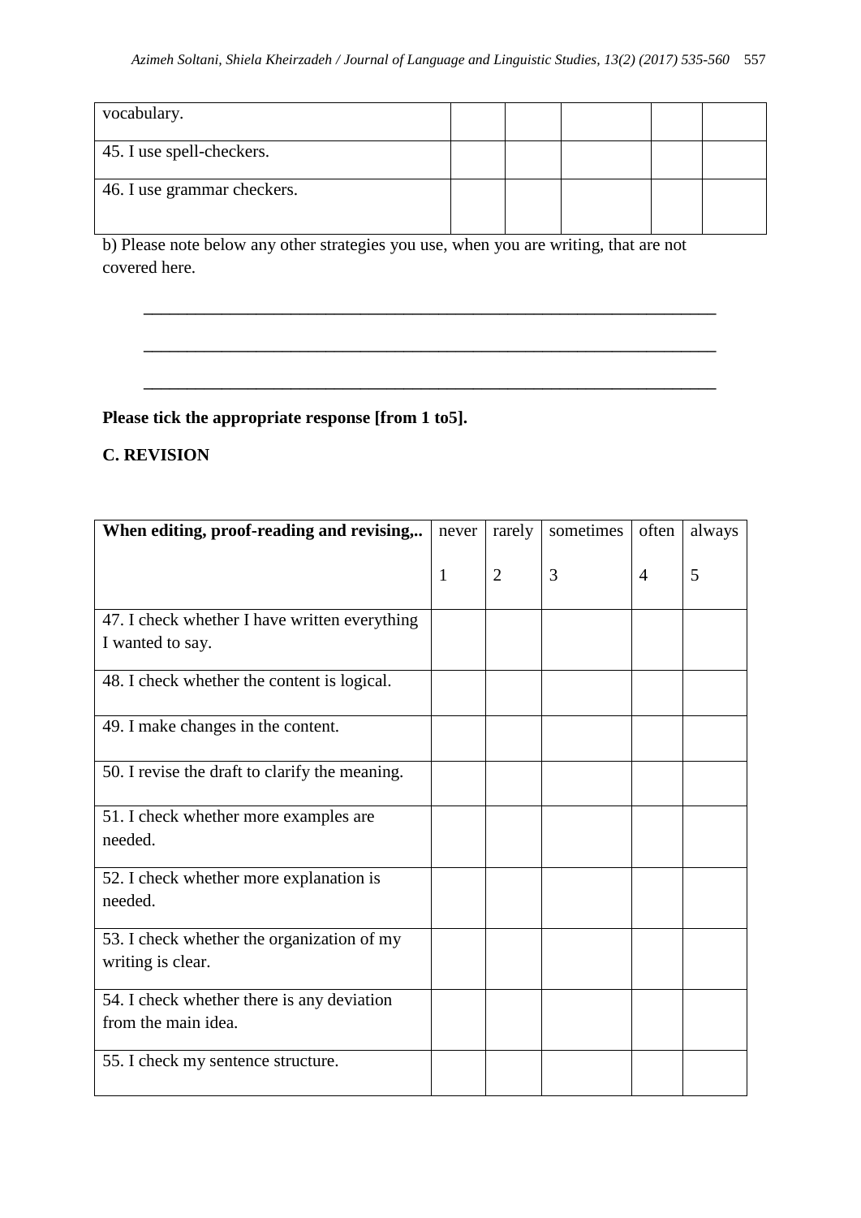| | | | | | |
|---|---|---|---|---|---|
| vocabulary. | | | | | |
| 45. I use spell-checkers. | | | | | |
| 46. I use grammar checkers. | | | | | |

b) Please note below any other strategies you use, when you are writing, that are not covered here.

_______________________________________________________________

_______________________________________________________________

_______________________________________________________________

**Please tick the appropriate response [from 1 to5].**

**C. REVISION**

| **When editing, proof-reading and revising,..** | never<br><br>1 | rarely<br><br>2 | sometimes<br><br>3 | often<br><br>4 | always<br><br>5 |
|---|---|---|---|---|---|
| 47. I check whether I have written everything I wanted to say. | | | | | |
| 48. I check whether the content is logical. | | | | | |
| 49. I make changes in the content. | | | | | |
| 50. I revise the draft to clarify the meaning. | | | | | |
| 51. I check whether more examples are needed. | | | | | |
| 52. I check whether more explanation is needed. | | | | | |
| 53. I check whether the organization of my writing is clear. | | | | | |
| 54. I check whether there is any deviation from the main idea. | | | | | |
| 55. I check my sentence structure. | | | | | |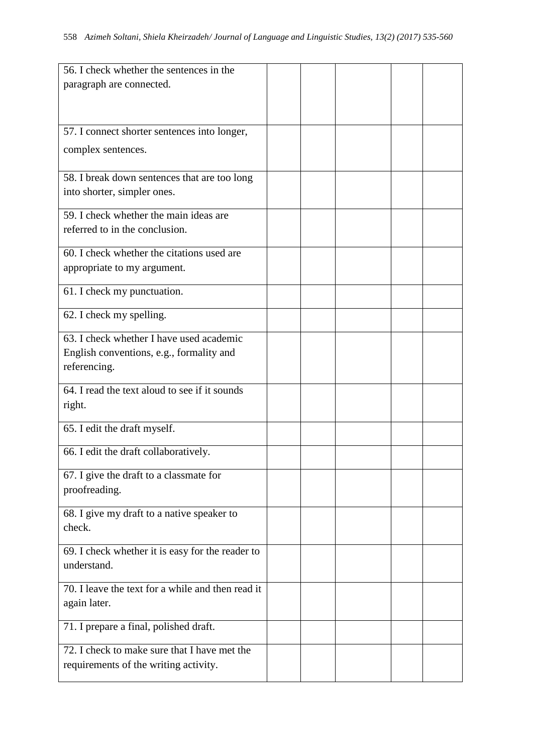| | | | | | |
|---|---|---|---|---|---|
| 56. I check whether the sentences in the paragraph are connected. | | | | | |
| 57. I connect shorter sentences into longer, complex sentences. | | | | | |
| 58. I break down sentences that are too long into shorter, simpler ones. | | | | | |
| 59. I check whether the main ideas are referred to in the conclusion. | | | | | |
| 60. I check whether the citations used are appropriate to my argument. | | | | | |
| 61. I check my punctuation. | | | | | |
| 62. I check my spelling. | | | | | |
| 63. I check whether I have used academic English conventions, e.g., formality and referencing. | | | | | |
| 64. I read the text aloud to see if it sounds right. | | | | | |
| 65. I edit the draft myself. | | | | | |
| 66. I edit the draft collaboratively. | | | | | |
| 67. I give the draft to a classmate for proofreading. | | | | | |
| 68. I give my draft to a native speaker to check. | | | | | |
| 69. I check whether it is easy for the reader to understand. | | | | | |
| 70. I leave the text for a while and then read it again later. | | | | | |
| 71. I prepare a final, polished draft. | | | | | |
| 72. I check to make sure that I have met the requirements of the writing activity. | | | | | |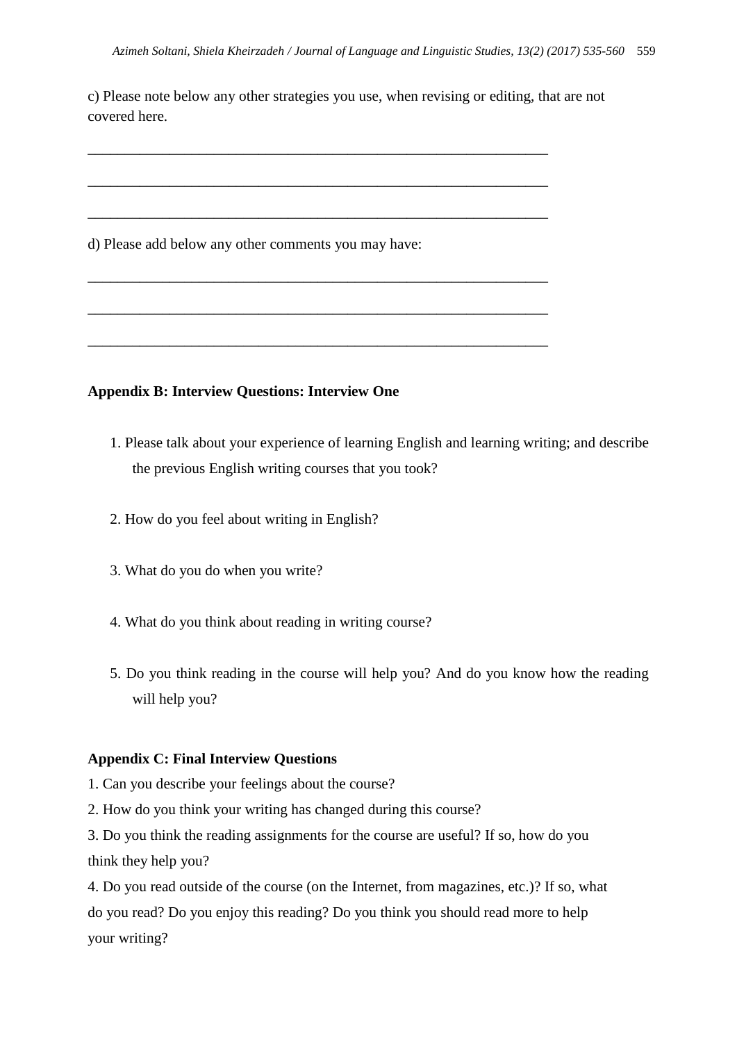c) Please note below any other strategies you use, when revising or editing, that are not covered here.

_______________________________________________________________

_______________________________________________________________

_______________________________________________________________

d) Please add below any other comments you may have:

_______________________________________________________________

_______________________________________________________________

_______________________________________________________________

**Appendix B: Interview Questions: Interview One**

1. Please talk about your experience of learning English and learning writing; and describe the previous English writing courses that you took?

2. How do you feel about writing in English?

3. What do you do when you write?

4. What do you think about reading in writing course?

5. Do you think reading in the course will help you? And do you know how the reading will help you?

**Appendix C: Final Interview Questions**

1. Can you describe your feelings about the course?
2. How do you think your writing has changed during this course?
3. Do you think the reading assignments for the course are useful? If so, how do you think they help you?
4. Do you read outside of the course (on the Internet, from magazines, etc.)? If so, what do you read? Do you enjoy this reading? Do you think you should read more to help your writing?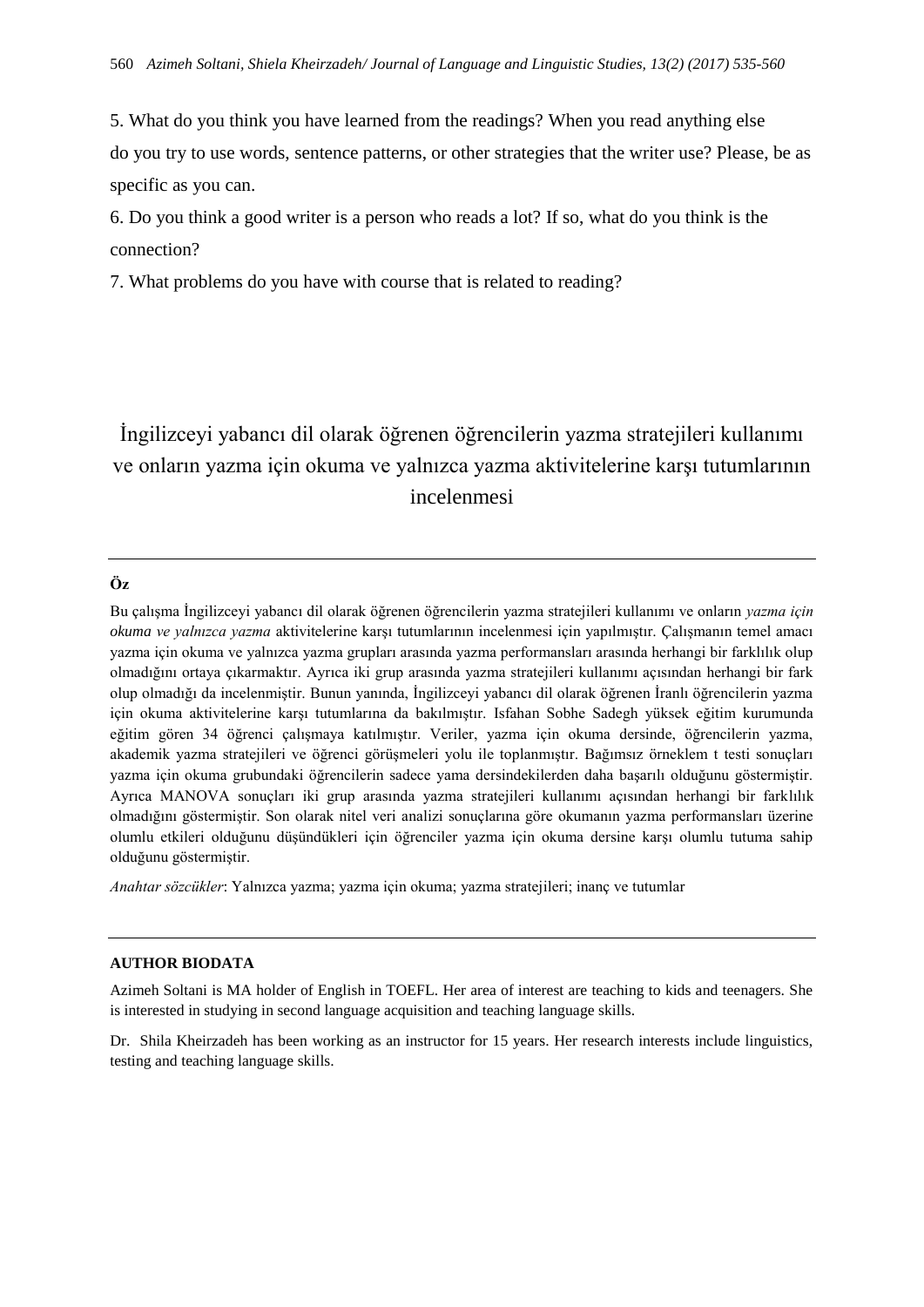5. What do you think you have learned from the readings? When you read anything else do you try to use words, sentence patterns, or other strategies that the writer use? Please, be as specific as you can.

6. Do you think a good writer is a person who reads a lot? If so, what do you think is the connection?

7. What problems do you have with course that is related to reading?

# İngilizceyi yabancı dil olarak öğrenen öğrencilerin yazma stratejileri kullanımı ve onların yazma için okuma ve yalnızca yazma aktivitelerine karşı tutumlarının incelenmesi

---

## Öz

Bu çalışma İngilizceyi yabancı dil olarak öğrenen öğrencilerin yazma stratejileri kullanımı ve onların *yazma için okuma ve yalnızca yazma* aktivitelerine karşı tutumlarının incelenmesi için yapılmıştır. Çalışmanın temel amacı yazma için okuma ve yalnızca yazma grupları arasında yazma performansları arasında herhangi bir farklılık olup olmadığını ortaya çıkarmaktır. Ayrıca iki grup arasında yazma stratejileri kullanımı açısından herhangi bir fark olup olmadığı da incelenmiştir. Bunun yanında, İngilizceyi yabancı dil olarak öğrenen İranlı öğrencilerin yazma için okuma aktivitelerine karşı tutumlarına da bakılmıştır. Isfahan Sobhe Sadegh yüksek eğitim kurumunda eğitim gören 34 öğrenci çalışmaya katılmıştır. Veriler, yazma için okuma dersinde, öğrencilerin yazma, akademik yazma stratejileri ve öğrenci görüşmeleri yolu ile toplanmıştır. Bağımsız örneklem t testi sonuçları yazma için okuma grubundaki öğrencilerin sadece yama dersindekilerden daha başarılı olduğunu göstermiştir. Ayrıca MANOVA sonuçları iki grup arasında yazma stratejileri kullanımı açısından herhangi bir farklılık olmadığını göstermiştir. Son olarak nitel veri analizi sonuçlarına göre okumanın yazma performansları üzerine olumlu etkileri olduğunu düşündükleri için öğrenciler yazma için okuma dersine karşı olumlu tutuma sahip olduğunu göstermiştir.

*Anahtar sözcükler*: Yalnızca yazma; yazma için okuma; yazma stratejileri; inanç ve tutumlar

---

**AUTHOR BIODATA**

Azimeh Soltani is MA holder of English in TOEFL. Her area of interest are teaching to kids and teenagers. She is interested in studying in second language acquisition and teaching language skills.

Dr. Shila Kheirzadeh has been working as an instructor for 15 years. Her research interests include linguistics, testing and teaching language skills.